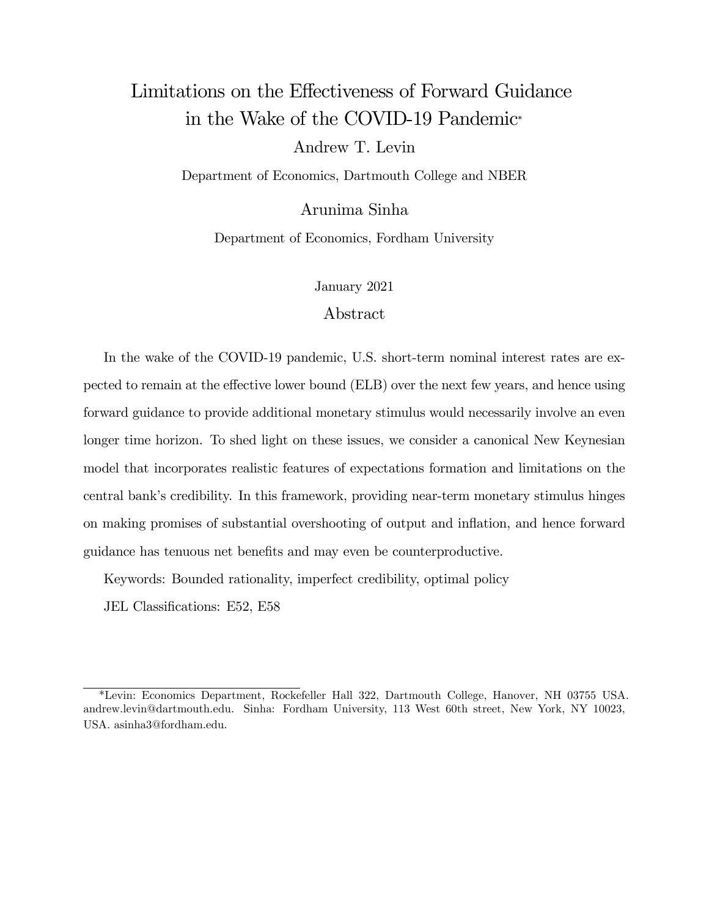# Limitations on the Effectiveness of Forward Guidance in the Wake of the COVID-19 Pandemic*

Andrew T. Levin

Department of Economics, Dartmouth College and NBER

Arunima Sinha

Department of Economics, Fordham University

January 2021

## Abstract

In the wake of the COVID-19 pandemic, U.S. short-term nominal interest rates are expected to remain at the effective lower bound (ELB) over the next few years, and hence using forward guidance to provide additional monetary stimulus would necessarily involve an even longer time horizon. To shed light on these issues, we consider a canonical New Keynesian model that incorporates realistic features of expectations formation and limitations on the central bank's credibility. In this framework, providing near-term monetary stimulus hinges on making promises of substantial overshooting of output and inflation, and hence forward guidance has tenuous net benefits and may even be counterproductive.

Keywords: Bounded rationality, imperfect credibility, optimal policy

JEL Classifications: E52, E58

---

*Levin: Economics Department, Rockefeller Hall 322, Dartmouth College, Hanover, NH 03755 USA. andrew.levin@dartmouth.edu. Sinha: Fordham University, 113 West 60th street, New York, NY 10023, USA. asinha3@fordham.edu.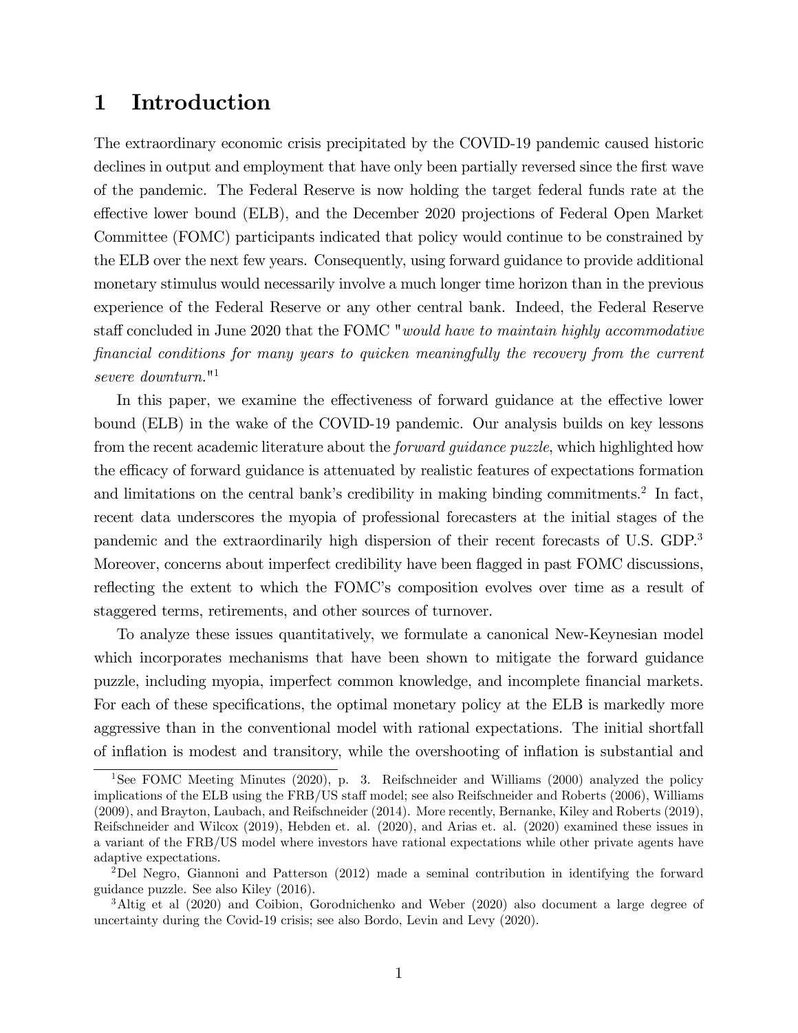# 1 Introduction

The extraordinary economic crisis precipitated by the COVID-19 pandemic caused historic declines in output and employment that have only been partially reversed since the first wave of the pandemic. The Federal Reserve is now holding the target federal funds rate at the effective lower bound (ELB), and the December 2020 projections of Federal Open Market Committee (FOMC) participants indicated that policy would continue to be constrained by the ELB over the next few years. Consequently, using forward guidance to provide additional monetary stimulus would necessarily involve a much longer time horizon than in the previous experience of the Federal Reserve or any other central bank. Indeed, the Federal Reserve staff concluded in June 2020 that the FOMC "*would have to maintain highly accommodative financial conditions for many years to quicken meaningfully the recovery from the current severe downturn.*"[1]

In this paper, we examine the effectiveness of forward guidance at the effective lower bound (ELB) in the wake of the COVID-19 pandemic. Our analysis builds on key lessons from the recent academic literature about the *forward guidance puzzle*, which highlighted how the efficacy of forward guidance is attenuated by realistic features of expectations formation and limitations on the central bank's credibility in making binding commitments.[2] In fact, recent data underscores the myopia of professional forecasters at the initial stages of the pandemic and the extraordinarily high dispersion of their recent forecasts of U.S. GDP.[3] Moreover, concerns about imperfect credibility have been flagged in past FOMC discussions, reflecting the extent to which the FOMC's composition evolves over time as a result of staggered terms, retirements, and other sources of turnover.

To analyze these issues quantitatively, we formulate a canonical New-Keynesian model which incorporates mechanisms that have been shown to mitigate the forward guidance puzzle, including myopia, imperfect common knowledge, and incomplete financial markets. For each of these specifications, the optimal monetary policy at the ELB is markedly more aggressive than in the conventional model with rational expectations. The initial shortfall of inflation is modest and transitory, while the overshooting of inflation is substantial and

---

[1] See FOMC Meeting Minutes (2020), p. 3. Reifschneider and Williams (2000) analyzed the policy implications of the ELB using the FRB/US staff model; see also Reifschneider and Roberts (2006), Williams (2009), and Brayton, Laubach, and Reifschneider (2014). More recently, Bernanke, Kiley and Roberts (2019), Reifschneider and Wilcox (2019), Hebden et. al. (2020), and Arias et. al. (2020) examined these issues in a variant of the FRB/US model where investors have rational expectations while other private agents have adaptive expectations.

[2] Del Negro, Giannoni and Patterson (2012) made a seminal contribution in identifying the forward guidance puzzle. See also Kiley (2016).

[3] Altig et al (2020) and Coibion, Gorodnichenko and Weber (2020) also document a large degree of uncertainty during the Covid-19 crisis; see also Bordo, Levin and Levy (2020).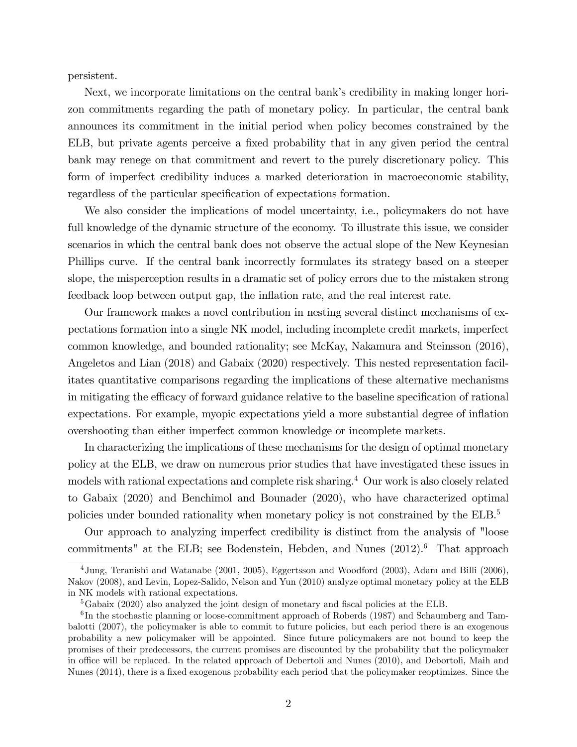persistent.

Next, we incorporate limitations on the central bank's credibility in making longer horizon commitments regarding the path of monetary policy. In particular, the central bank announces its commitment in the initial period when policy becomes constrained by the ELB, but private agents perceive a fixed probability that in any given period the central bank may renege on that commitment and revert to the purely discretionary policy. This form of imperfect credibility induces a marked deterioration in macroeconomic stability, regardless of the particular specification of expectations formation.

We also consider the implications of model uncertainty, i.e., policymakers do not have full knowledge of the dynamic structure of the economy. To illustrate this issue, we consider scenarios in which the central bank does not observe the actual slope of the New Keynesian Phillips curve. If the central bank incorrectly formulates its strategy based on a steeper slope, the misperception results in a dramatic set of policy errors due to the mistaken strong feedback loop between output gap, the inflation rate, and the real interest rate.

Our framework makes a novel contribution in nesting several distinct mechanisms of expectations formation into a single NK model, including incomplete credit markets, imperfect common knowledge, and bounded rationality; see McKay, Nakamura and Steinsson (2016), Angeletos and Lian (2018) and Gabaix (2020) respectively. This nested representation facilitates quantitative comparisons regarding the implications of these alternative mechanisms in mitigating the efficacy of forward guidance relative to the baseline specification of rational expectations. For example, myopic expectations yield a more substantial degree of inflation overshooting than either imperfect common knowledge or incomplete markets.

In characterizing the implications of these mechanisms for the design of optimal monetary policy at the ELB, we draw on numerous prior studies that have investigated these issues in models with rational expectations and complete risk sharing.[4] Our work is also closely related to Gabaix (2020) and Benchimol and Bounader (2020), who have characterized optimal policies under bounded rationality when monetary policy is not constrained by the ELB.[5]

Our approach to analyzing imperfect credibility is distinct from the analysis of "loose commitments" at the ELB; see Bodenstein, Hebden, and Nunes (2012).[6] That approach

[4] Jung, Teranishi and Watanabe (2001, 2005), Eggertsson and Woodford (2003), Adam and Billi (2006), Nakov (2008), and Levin, Lopez-Salido, Nelson and Yun (2010) analyze optimal monetary policy at the ELB in NK models with rational expectations.

[5] Gabaix (2020) also analyzed the joint design of monetary and fiscal policies at the ELB.

[6] In the stochastic planning or loose-commitment approach of Roberds (1987) and Schaumberg and Tambalotti (2007), the policymaker is able to commit to future policies, but each period there is an exogenous probability a new policymaker will be appointed. Since future policymakers are not bound to keep the promises of their predecessors, the current promises are discounted by the probability that the policymaker in office will be replaced. In the related approach of Debertoli and Nunes (2010), and Debortoli, Maih and Nunes (2014), there is a fixed exogenous probability each period that the policymaker reoptimizes. Since the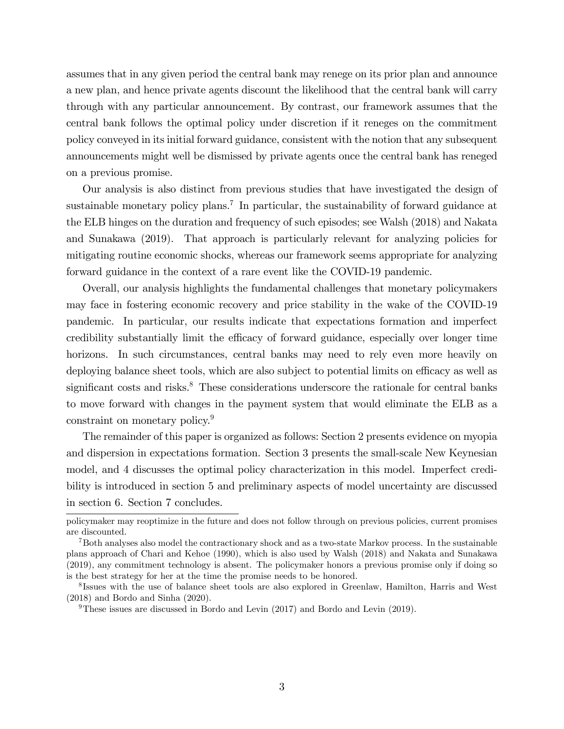assumes that in any given period the central bank may renege on its prior plan and announce a new plan, and hence private agents discount the likelihood that the central bank will carry through with any particular announcement. By contrast, our framework assumes that the central bank follows the optimal policy under discretion if it reneges on the commitment policy conveyed in its initial forward guidance, consistent with the notion that any subsequent announcements might well be dismissed by private agents once the central bank has reneged on a previous promise.

Our analysis is also distinct from previous studies that have investigated the design of sustainable monetary policy plans.[7] In particular, the sustainability of forward guidance at the ELB hinges on the duration and frequency of such episodes; see Walsh (2018) and Nakata and Sunakawa (2019). That approach is particularly relevant for analyzing policies for mitigating routine economic shocks, whereas our framework seems appropriate for analyzing forward guidance in the context of a rare event like the COVID-19 pandemic.

Overall, our analysis highlights the fundamental challenges that monetary policymakers may face in fostering economic recovery and price stability in the wake of the COVID-19 pandemic. In particular, our results indicate that expectations formation and imperfect credibility substantially limit the efficacy of forward guidance, especially over longer time horizons. In such circumstances, central banks may need to rely even more heavily on deploying balance sheet tools, which are also subject to potential limits on efficacy as well as significant costs and risks.[8] These considerations underscore the rationale for central banks to move forward with changes in the payment system that would eliminate the ELB as a constraint on monetary policy.[9]

The remainder of this paper is organized as follows: Section 2 presents evidence on myopia and dispersion in expectations formation. Section 3 presents the small-scale New Keynesian model, and 4 discusses the optimal policy characterization in this model. Imperfect credibility is introduced in section 5 and preliminary aspects of model uncertainty are discussed in section 6. Section 7 concludes.

---

policymaker may reoptimize in the future and does not follow through on previous policies, current promises are discounted.

[7] Both analyses also model the contractionary shock and as a two-state Markov process. In the sustainable plans approach of Chari and Kehoe (1990), which is also used by Walsh (2018) and Nakata and Sunakawa (2019), any commitment technology is absent. The policymaker honors a previous promise only if doing so is the best strategy for her at the time the promise needs to be honored.

[8] Issues with the use of balance sheet tools are also explored in Greenlaw, Hamilton, Harris and West (2018) and Bordo and Sinha (2020).

[9] These issues are discussed in Bordo and Levin (2017) and Bordo and Levin (2019).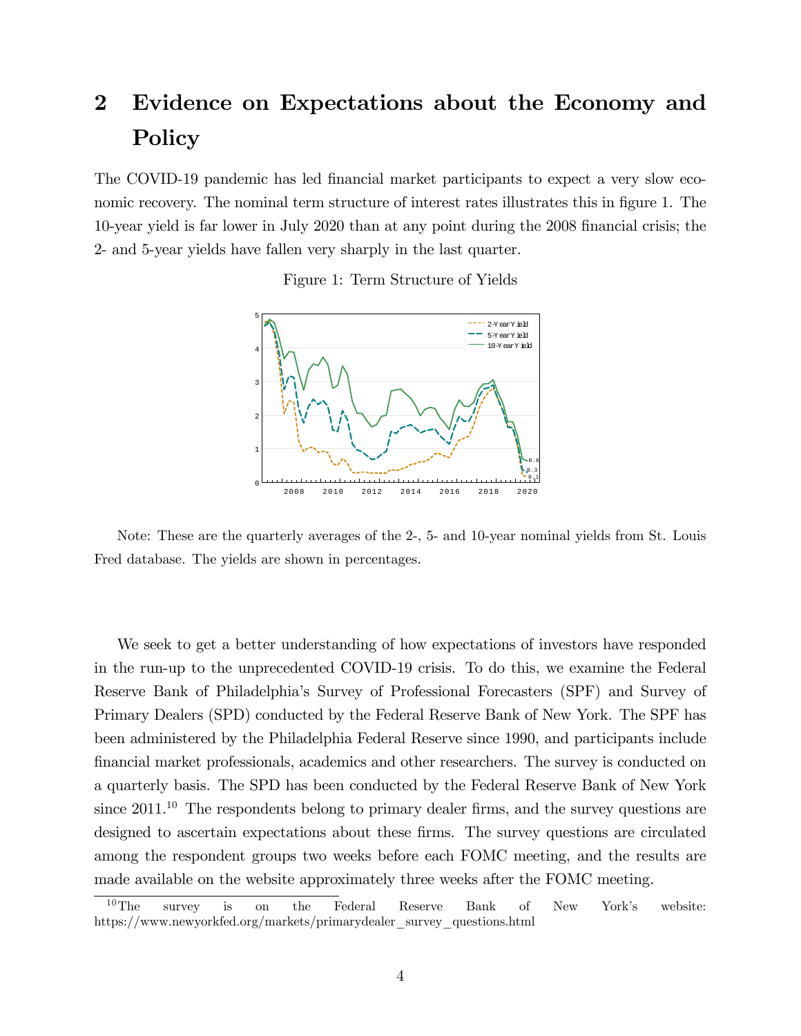# 2 Evidence on Expectations about the Economy and Policy

The COVID-19 pandemic has led financial market participants to expect a very slow economic recovery. The nominal term structure of interest rates illustrates this in figure 1. The 10-year yield is far lower in July 2020 than at any point during the 2008 financial crisis; the 2- and 5-year yields have fallen very sharply in the last quarter.

Figure 1: Term Structure of Yields

Note: These are the quarterly averages of the 2-, 5- and 10-year nominal yields from St. Louis Fred database. The yields are shown in percentages.

We seek to get a better understanding of how expectations of investors have responded in the run-up to the unprecedented COVID-19 crisis. To do this, we examine the Federal Reserve Bank of Philadelphia's Survey of Professional Forecasters (SPF) and Survey of Primary Dealers (SPD) conducted by the Federal Reserve Bank of New York. The SPF has been administered by the Philadelphia Federal Reserve since 1990, and participants include financial market professionals, academics and other researchers. The survey is conducted on a quarterly basis. The SPD has been conducted by the Federal Reserve Bank of New York since 2011.[10] The respondents belong to primary dealer firms, and the survey questions are designed to ascertain expectations about these firms. The survey questions are circulated among the respondent groups two weeks before each FOMC meeting, and the results are made available on the website approximately three weeks after the FOMC meeting.

[10] The survey is on the Federal Reserve Bank of New York's website: https://www.newyorkfed.org/markets/primarydealer_survey_questions.html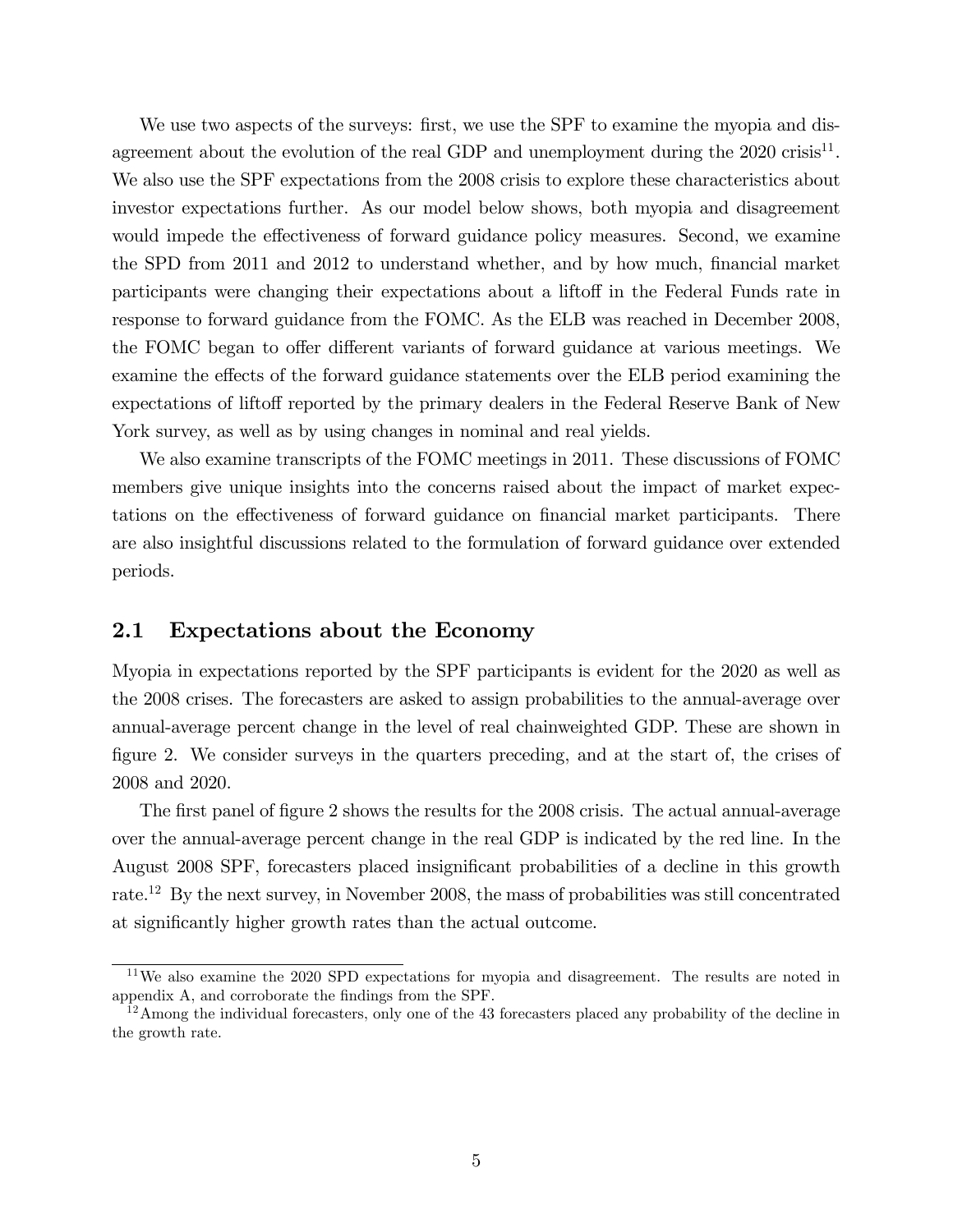We use two aspects of the surveys: first, we use the SPF to examine the myopia and disagreement about the evolution of the real GDP and unemployment during the 2020 crisis[11]. We also use the SPF expectations from the 2008 crisis to explore these characteristics about investor expectations further. As our model below shows, both myopia and disagreement would impede the effectiveness of forward guidance policy measures. Second, we examine the SPD from 2011 and 2012 to understand whether, and by how much, financial market participants were changing their expectations about a liftoff in the Federal Funds rate in response to forward guidance from the FOMC. As the ELB was reached in December 2008, the FOMC began to offer different variants of forward guidance at various meetings. We examine the effects of the forward guidance statements over the ELB period examining the expectations of liftoff reported by the primary dealers in the Federal Reserve Bank of New York survey, as well as by using changes in nominal and real yields.

We also examine transcripts of the FOMC meetings in 2011. These discussions of FOMC members give unique insights into the concerns raised about the impact of market expectations on the effectiveness of forward guidance on financial market participants. There are also insightful discussions related to the formulation of forward guidance over extended periods.

## 2.1 Expectations about the Economy

Myopia in expectations reported by the SPF participants is evident for the 2020 as well as the 2008 crises. The forecasters are asked to assign probabilities to the annual-average over annual-average percent change in the level of real chainweighted GDP. These are shown in figure 2. We consider surveys in the quarters preceding, and at the start of, the crises of 2008 and 2020.

The first panel of figure 2 shows the results for the 2008 crisis. The actual annual-average over the annual-average percent change in the real GDP is indicated by the red line. In the August 2008 SPF, forecasters placed insignificant probabilities of a decline in this growth rate.[12] By the next survey, in November 2008, the mass of probabilities was still concentrated at significantly higher growth rates than the actual outcome.

[11] We also examine the 2020 SPD expectations for myopia and disagreement. The results are noted in appendix A, and corroborate the findings from the SPF.

[12] Among the individual forecasters, only one of the 43 forecasters placed any probability of the decline in the growth rate.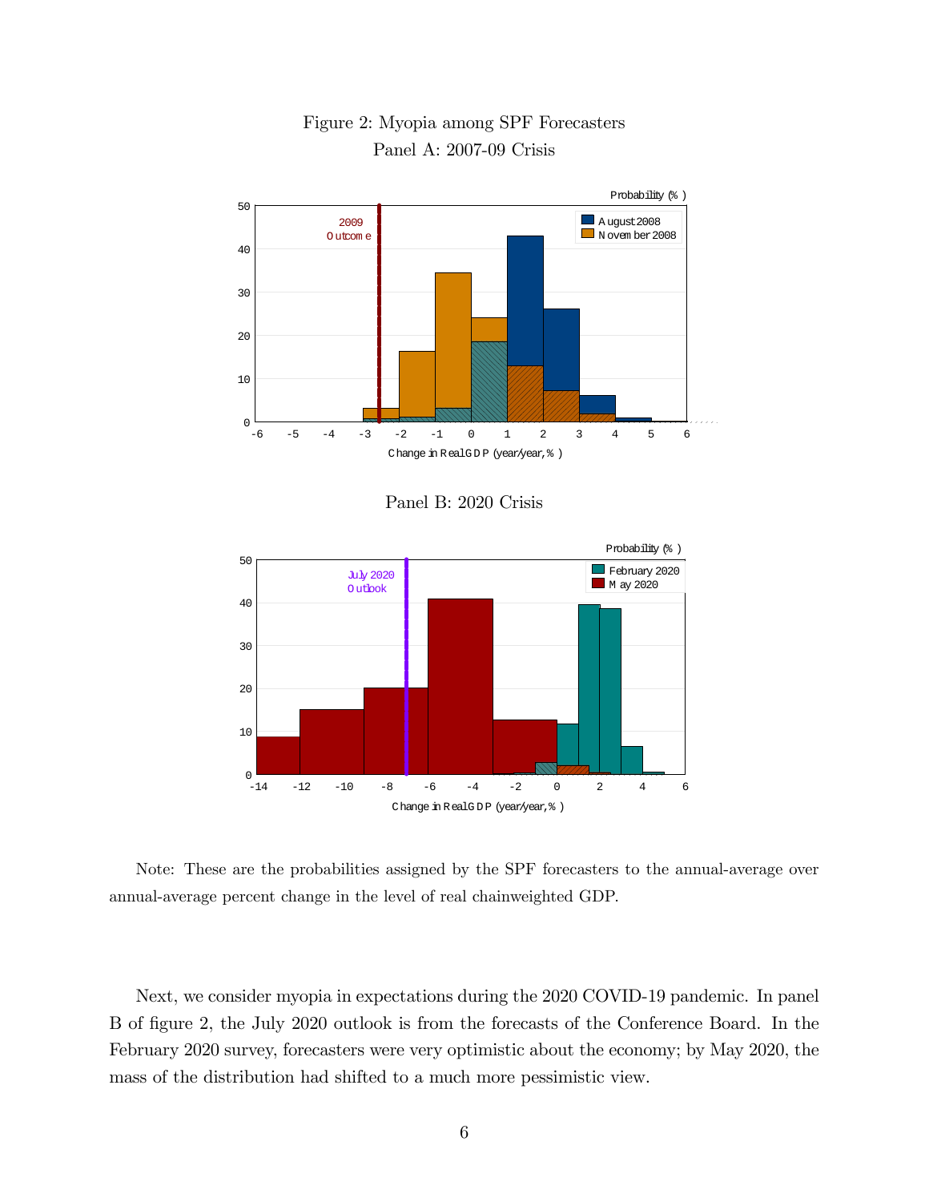Figure 2: Myopia among SPF Forecasters

Panel A: 2007-09 Crisis

Panel B: 2020 Crisis

Note: These are the probabilities assigned by the SPF forecasters to the annual-average over annual-average percent change in the level of real chainweighted GDP.

Next, we consider myopia in expectations during the 2020 COVID-19 pandemic. In panel B of figure 2, the July 2020 outlook is from the forecasts of the Conference Board. In the February 2020 survey, forecasters were very optimistic about the economy; by May 2020, the mass of the distribution had shifted to a much more pessimistic view.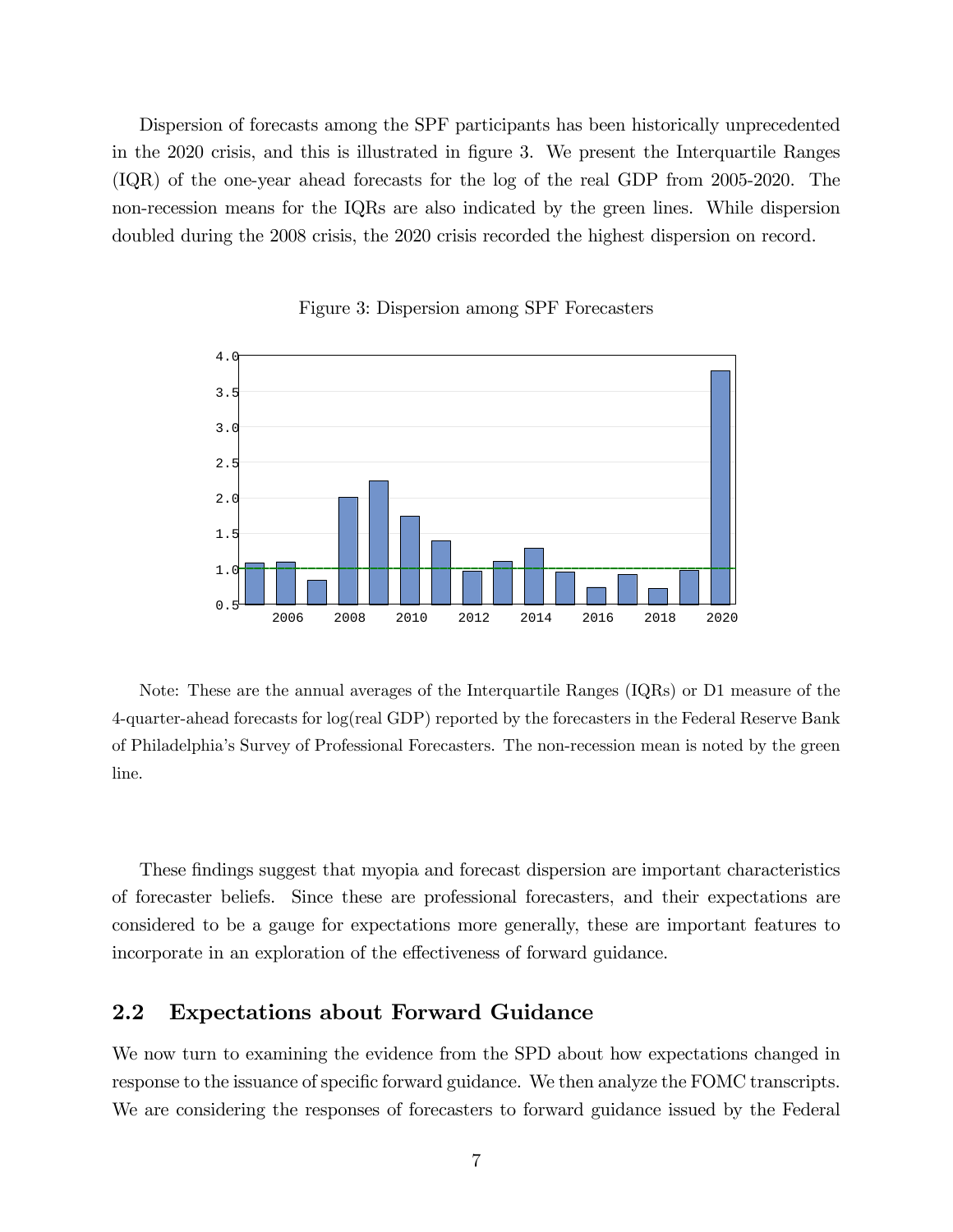Dispersion of forecasts among the SPF participants has been historically unprecedented in the 2020 crisis, and this is illustrated in figure 3. We present the Interquartile Ranges (IQR) of the one-year ahead forecasts for the log of the real GDP from 2005-2020. The non-recession means for the IQRs are also indicated by the green lines. While dispersion doubled during the 2008 crisis, the 2020 crisis recorded the highest dispersion on record.

Figure 3: Dispersion among SPF Forecasters

Note: These are the annual averages of the Interquartile Ranges (IQRs) or D1 measure of the 4-quarter-ahead forecasts for log(real GDP) reported by the forecasters in the Federal Reserve Bank of Philadelphia's Survey of Professional Forecasters. The non-recession mean is noted by the green line.

These findings suggest that myopia and forecast dispersion are important characteristics of forecaster beliefs. Since these are professional forecasters, and their expectations are considered to be a gauge for expectations more generally, these are important features to incorporate in an exploration of the effectiveness of forward guidance.

## 2.2 Expectations about Forward Guidance

We now turn to examining the evidence from the SPD about how expectations changed in response to the issuance of specific forward guidance. We then analyze the FOMC transcripts. We are considering the responses of forecasters to forward guidance issued by the Federal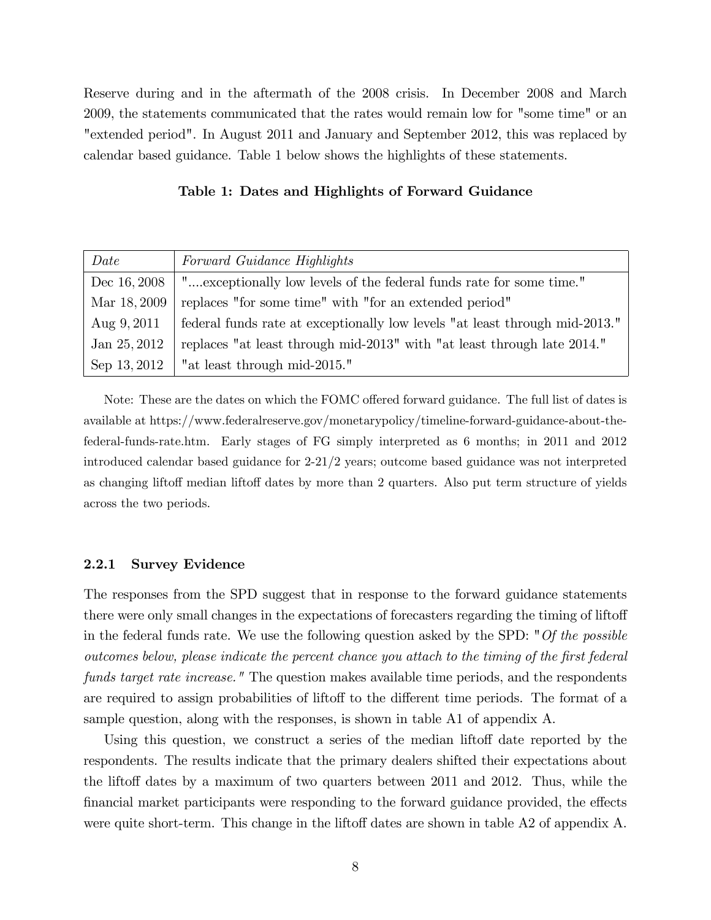Reserve during and in the aftermath of the 2008 crisis. In December 2008 and March 2009, the statements communicated that the rates would remain low for "some time" or an "extended period". In August 2011 and January and September 2012, this was replaced by calendar based guidance. Table 1 below shows the highlights of these statements.

**Table 1: Dates and Highlights of Forward Guidance**

| *Date* | *Forward Guidance Highlights* |
|---|---|
| Dec 16, 2008 | "....exceptionally low levels of the federal funds rate for some time." |
| Mar 18, 2009 | replaces "for some time" with "for an extended period" |
| Aug 9, 2011 | federal funds rate at exceptionally low levels "at least through mid-2013." |
| Jan 25, 2012 | replaces "at least through mid-2013" with "at least through late 2014." |
| Sep 13, 2012 | "at least through mid-2015." |

Note: These are the dates on which the FOMC offered forward guidance. The full list of dates is available at https://www.federalreserve.gov/monetarypolicy/timeline-forward-guidance-about-the-federal-funds-rate.htm. Early stages of FG simply interpreted as 6 months; in 2011 and 2012 introduced calendar based guidance for 2-21/2 years; outcome based guidance was not interpreted as changing liftoff median liftoff dates by more than 2 quarters. Also put term structure of yields across the two periods.

### 2.2.1 Survey Evidence

The responses from the SPD suggest that in response to the forward guidance statements there were only small changes in the expectations of forecasters regarding the timing of liftoff in the federal funds rate. We use the following question asked by the SPD: "*Of the possible outcomes below, please indicate the percent chance you attach to the timing of the first federal funds target rate increase.*" The question makes available time periods, and the respondents are required to assign probabilities of liftoff to the different time periods. The format of a sample question, along with the responses, is shown in table A1 of appendix A.

Using this question, we construct a series of the median liftoff date reported by the respondents. The results indicate that the primary dealers shifted their expectations about the liftoff dates by a maximum of two quarters between 2011 and 2012. Thus, while the financial market participants were responding to the forward guidance provided, the effects were quite short-term. This change in the liftoff dates are shown in table A2 of appendix A.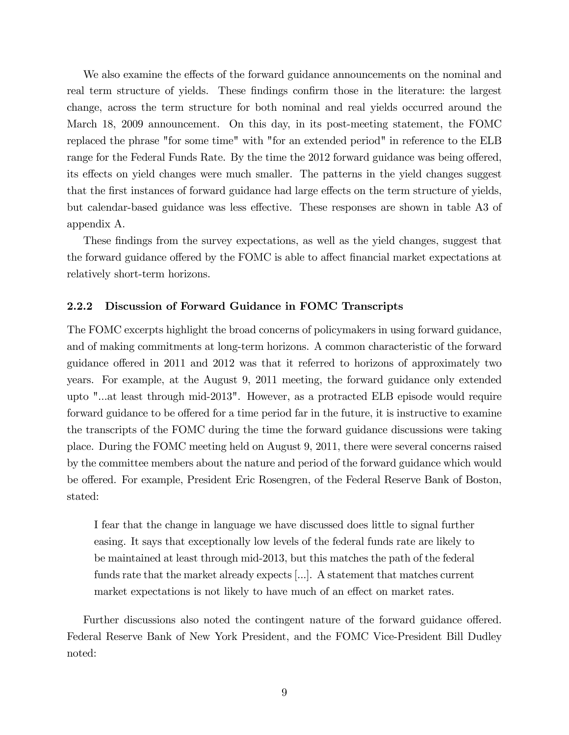We also examine the effects of the forward guidance announcements on the nominal and real term structure of yields. These findings confirm those in the literature: the largest change, across the term structure for both nominal and real yields occurred around the March 18, 2009 announcement. On this day, in its post-meeting statement, the FOMC replaced the phrase "for some time" with "for an extended period" in reference to the ELB range for the Federal Funds Rate. By the time the 2012 forward guidance was being offered, its effects on yield changes were much smaller. The patterns in the yield changes suggest that the first instances of forward guidance had large effects on the term structure of yields, but calendar-based guidance was less effective. These responses are shown in table A3 of appendix A.

These findings from the survey expectations, as well as the yield changes, suggest that the forward guidance offered by the FOMC is able to affect financial market expectations at relatively short-term horizons.

### 2.2.2 Discussion of Forward Guidance in FOMC Transcripts

The FOMC excerpts highlight the broad concerns of policymakers in using forward guidance, and of making commitments at long-term horizons. A common characteristic of the forward guidance offered in 2011 and 2012 was that it referred to horizons of approximately two years. For example, at the August 9, 2011 meeting, the forward guidance only extended upto "...at least through mid-2013". However, as a protracted ELB episode would require forward guidance to be offered for a time period far in the future, it is instructive to examine the transcripts of the FOMC during the time the forward guidance discussions were taking place. During the FOMC meeting held on August 9, 2011, there were several concerns raised by the committee members about the nature and period of the forward guidance which would be offered. For example, President Eric Rosengren, of the Federal Reserve Bank of Boston, stated:

> I fear that the change in language we have discussed does little to signal further easing. It says that exceptionally low levels of the federal funds rate are likely to be maintained at least through mid-2013, but this matches the path of the federal funds rate that the market already expects [...]. A statement that matches current market expectations is not likely to have much of an effect on market rates.

Further discussions also noted the contingent nature of the forward guidance offered. Federal Reserve Bank of New York President, and the FOMC Vice-President Bill Dudley noted: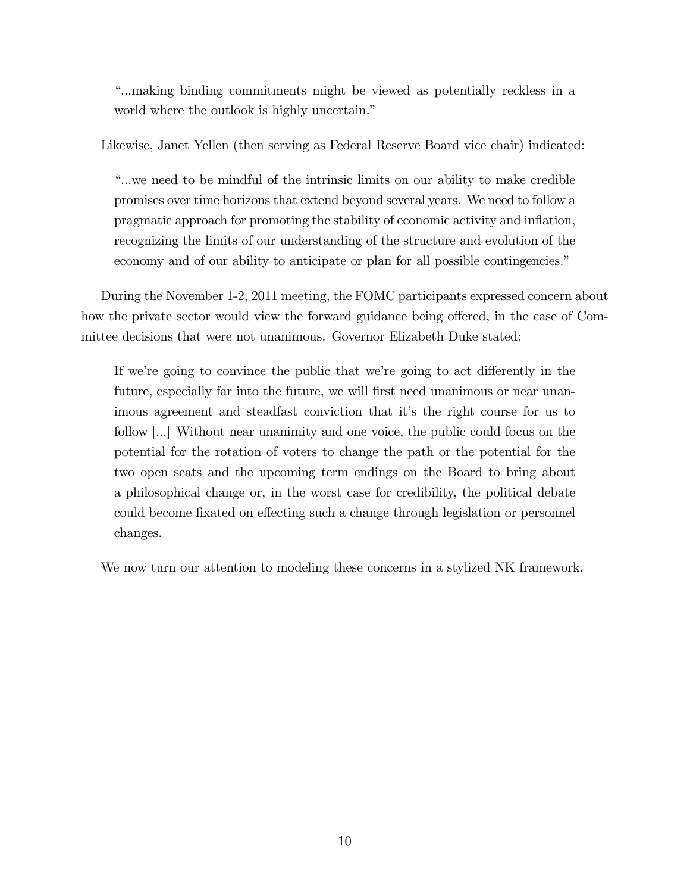> "...making binding commitments might be viewed as potentially reckless in a world where the outlook is highly uncertain."

Likewise, Janet Yellen (then serving as Federal Reserve Board vice chair) indicated:

> "...we need to be mindful of the intrinsic limits on our ability to make credible promises over time horizons that extend beyond several years. We need to follow a pragmatic approach for promoting the stability of economic activity and inflation, recognizing the limits of our understanding of the structure and evolution of the economy and of our ability to anticipate or plan for all possible contingencies."

During the November 1-2, 2011 meeting, the FOMC participants expressed concern about how the private sector would view the forward guidance being offered, in the case of Committee decisions that were not unanimous. Governor Elizabeth Duke stated:

> If we're going to convince the public that we're going to act differently in the future, especially far into the future, we will first need unanimous or near unanimous agreement and steadfast conviction that it's the right course for us to follow [...] Without near unanimity and one voice, the public could focus on the potential for the rotation of voters to change the path or the potential for the two open seats and the upcoming term endings on the Board to bring about a philosophical change or, in the worst case for credibility, the political debate could become fixated on effecting such a change through legislation or personnel changes.

We now turn our attention to modeling these concerns in a stylized NK framework.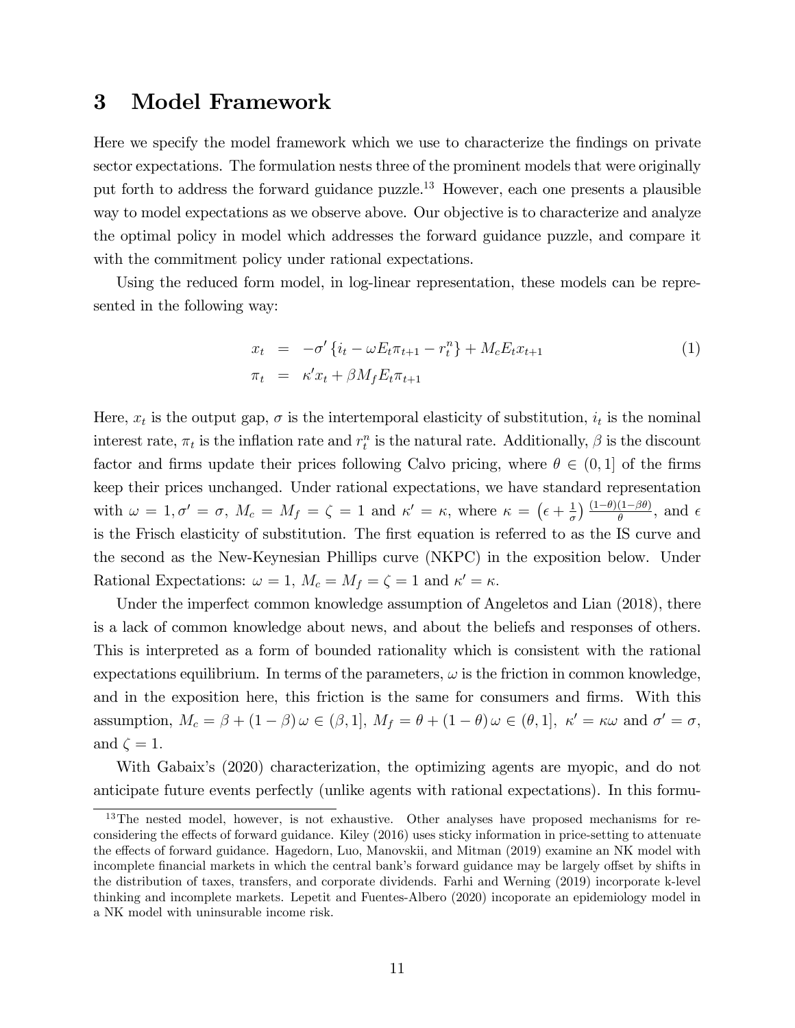# 3 Model Framework

Here we specify the model framework which we use to characterize the findings on private sector expectations. The formulation nests three of the prominent models that were originally put forth to address the forward guidance puzzle.[13] However, each one presents a plausible way to model expectations as we observe above. Our objective is to characterize and analyze the optimal policy in model which addresses the forward guidance puzzle, and compare it with the commitment policy under rational expectations.

Using the reduced form model, in log-linear representation, these models can be represented in the following way:

$$
\begin{aligned}
x_t &= -\sigma' \left\{ i_t - \omega E_t \pi_{t+1} - r_t^n \right\} + M_c E_t x_{t+1} \\
\pi_t &= \kappa' x_t + \beta M_f E_t \pi_{t+1}
\end{aligned}
\tag{1}
$$

Here, $x_t$ is the output gap, $\sigma$ is the intertemporal elasticity of substitution, $i_t$ is the nominal interest rate, $\pi_t$ is the inflation rate and $r_t^n$ is the natural rate. Additionally, $\beta$ is the discount factor and firms update their prices following Calvo pricing, where $\theta \in (0, 1]$ of the firms keep their prices unchanged. Under rational expectations, we have standard representation with $\omega = 1, \sigma' = \sigma$, $M_c = M_f = \zeta = 1$ and $\kappa' = \kappa$, where $\kappa = \left(\epsilon + \frac{1}{\sigma}\right) \frac{(1-\theta)(1-\beta\theta)}{\theta}$, and $\epsilon$ is the Frisch elasticity of substitution. The first equation is referred to as the IS curve and the second as the New-Keynesian Phillips curve (NKPC) in the exposition below. Under Rational Expectations: $\omega = 1$, $M_c = M_f = \zeta = 1$ and $\kappa' = \kappa$.

Under the imperfect common knowledge assumption of Angeletos and Lian (2018), there is a lack of common knowledge about news, and about the beliefs and responses of others. This is interpreted as a form of bounded rationality which is consistent with the rational expectations equilibrium. In terms of the parameters, $\omega$ is the friction in common knowledge, and in the exposition here, this friction is the same for consumers and firms. With this assumption, $M_c = \beta + (1 - \beta)\,\omega \in (\beta, 1]$, $M_f = \theta + (1 - \theta)\,\omega \in (\theta, 1]$, $\kappa' = \kappa\omega$ and $\sigma' = \sigma$, and $\zeta = 1$.

With Gabaix's (2020) characterization, the optimizing agents are myopic, and do not anticipate future events perfectly (unlike agents with rational expectations). In this formu-

[13] The nested model, however, is not exhaustive. Other analyses have proposed mechanisms for reconsidering the effects of forward guidance. Kiley (2016) uses sticky information in price-setting to attenuate the effects of forward guidance. Hagedorn, Luo, Manovskii, and Mitman (2019) examine an NK model with incomplete financial markets in which the central bank's forward guidance may be largely offset by shifts in the distribution of taxes, transfers, and corporate dividends. Farhi and Werning (2019) incorporate k-level thinking and incomplete markets. Lepetit and Fuentes-Albero (2020) incoporate an epidemiology model in a NK model with uninsurable income risk.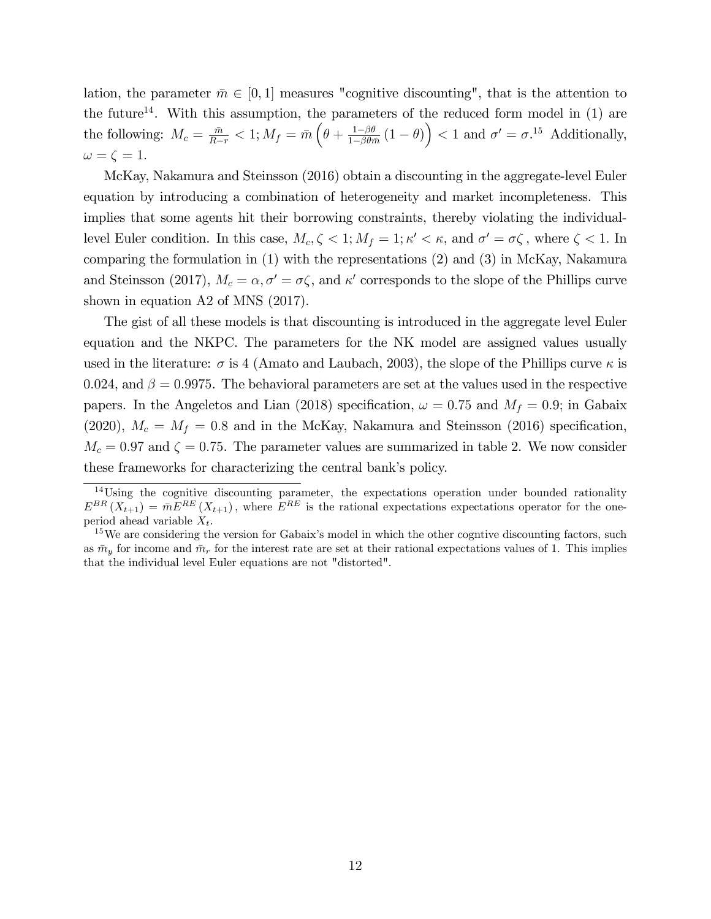lation, the parameter $\bar{m} \in [0,1]$ measures "cognitive discounting", that is the attention to the future[14]. With this assumption, the parameters of the reduced form model in (1) are the following: $M_c = \frac{\bar{m}}{R-r} < 1; M_f = \bar{m}\left(\theta + \frac{1-\beta\theta}{1-\beta\theta\bar{m}}(1-\theta)\right) < 1$ and $\sigma' = \sigma$.[15] Additionally, $\omega = \zeta = 1$.

McKay, Nakamura and Steinsson (2016) obtain a discounting in the aggregate-level Euler equation by introducing a combination of heterogeneity and market incompleteness. This implies that some agents hit their borrowing constraints, thereby violating the individual-level Euler condition. In this case, $M_c, \zeta < 1; M_f = 1; \kappa' < \kappa$, and $\sigma' = \sigma\zeta$ , where $\zeta < 1$. In comparing the formulation in (1) with the representations (2) and (3) in McKay, Nakamura and Steinsson (2017), $M_c = \alpha, \sigma' = \sigma\zeta$, and $\kappa'$ corresponds to the slope of the Phillips curve shown in equation A2 of MNS (2017).

The gist of all these models is that discounting is introduced in the aggregate level Euler equation and the NKPC. The parameters for the NK model are assigned values usually used in the literature: $\sigma$ is 4 (Amato and Laubach, 2003), the slope of the Phillips curve $\kappa$ is 0.024, and $\beta = 0.9975$. The behavioral parameters are set at the values used in the respective papers. In the Angeletos and Lian (2018) specification, $\omega = 0.75$ and $M_f = 0.9$; in Gabaix (2020), $M_c = M_f = 0.8$ and in the McKay, Nakamura and Steinsson (2016) specification, $M_c = 0.97$ and $\zeta = 0.75$. The parameter values are summarized in table 2. We now consider these frameworks for characterizing the central bank's policy.

[14] Using the cognitive discounting parameter, the expectations operation under bounded rationality $E^{BR}(X_{t+1}) = \bar{m}E^{RE}(X_{t+1})$, where $E^{RE}$ is the rational expectations expectations operator for the one-period ahead variable $X_t$.

[15] We are considering the version for Gabaix's model in which the other cogntive discounting factors, such as $\bar{m}_y$ for income and $\bar{m}_r$ for the interest rate are set at their rational expectations values of 1. This implies that the individual level Euler equations are not "distorted".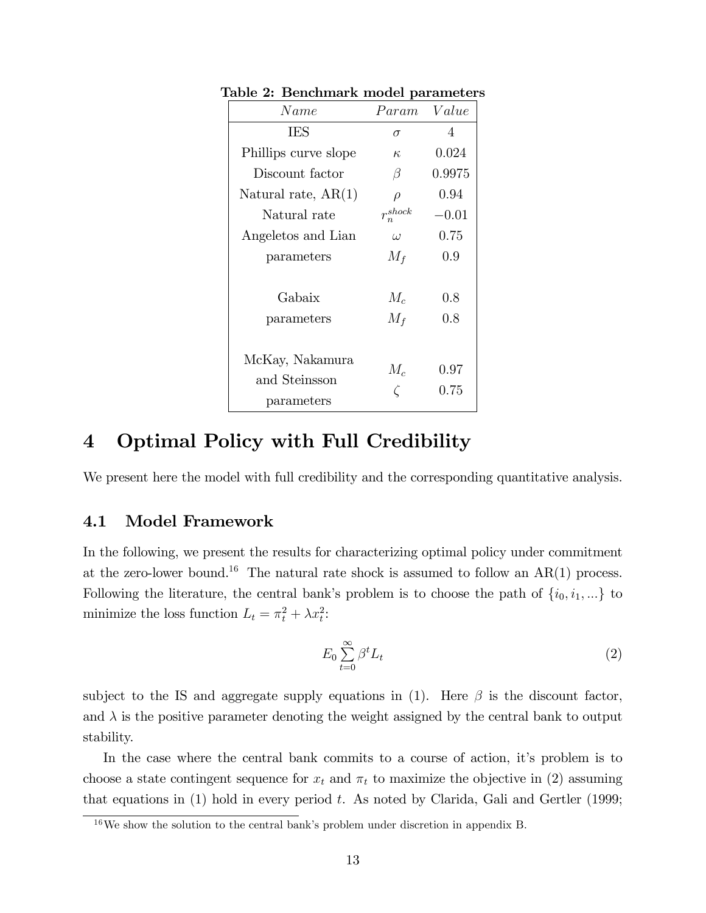**Table 2: Benchmark model parameters**

| *Name* | *Param* | *Value* |
|---|---|---|
| IES | $\sigma$ | 4 |
| Phillips curve slope | $\kappa$ | 0.024 |
| Discount factor | $\beta$ | 0.9975 |
| Natural rate, AR(1) | $\rho$ | 0.94 |
| Natural rate | $r_n^{shock}$ | $-0.01$ |
| Angeletos and Lian | $\omega$ | 0.75 |
| parameters | $M_f$ | 0.9 |
| Gabaix | $M_c$ | 0.8 |
| parameters | $M_f$ | 0.8 |
| McKay, Nakamura and Steinsson | $M_c$ | 0.97 |
| parameters | $\zeta$ | 0.75 |

# 4 Optimal Policy with Full Credibility

We present here the model with full credibility and the corresponding quantitative analysis.

## 4.1 Model Framework

In the following, we present the results for characterizing optimal policy under commitment at the zero-lower bound.[16] The natural rate shock is assumed to follow an AR(1) process. Following the literature, the central bank's problem is to choose the path of $\{i_0, i_1, ...\}$ to minimize the loss function $L_t = \pi_t^2 + \lambda x_t^2$:

$$E_0 \sum_{t=0}^{\infty} \beta^t L_t \tag{2}$$

subject to the IS and aggregate supply equations in (1). Here $\beta$ is the discount factor, and $\lambda$ is the positive parameter denoting the weight assigned by the central bank to output stability.

In the case where the central bank commits to a course of action, it's problem is to choose a state contingent sequence for $x_t$ and $\pi_t$ to maximize the objective in (2) assuming that equations in (1) hold in every period $t$. As noted by Clarida, Gali and Gertler (1999;

[16] We show the solution to the central bank's problem under discretion in appendix B.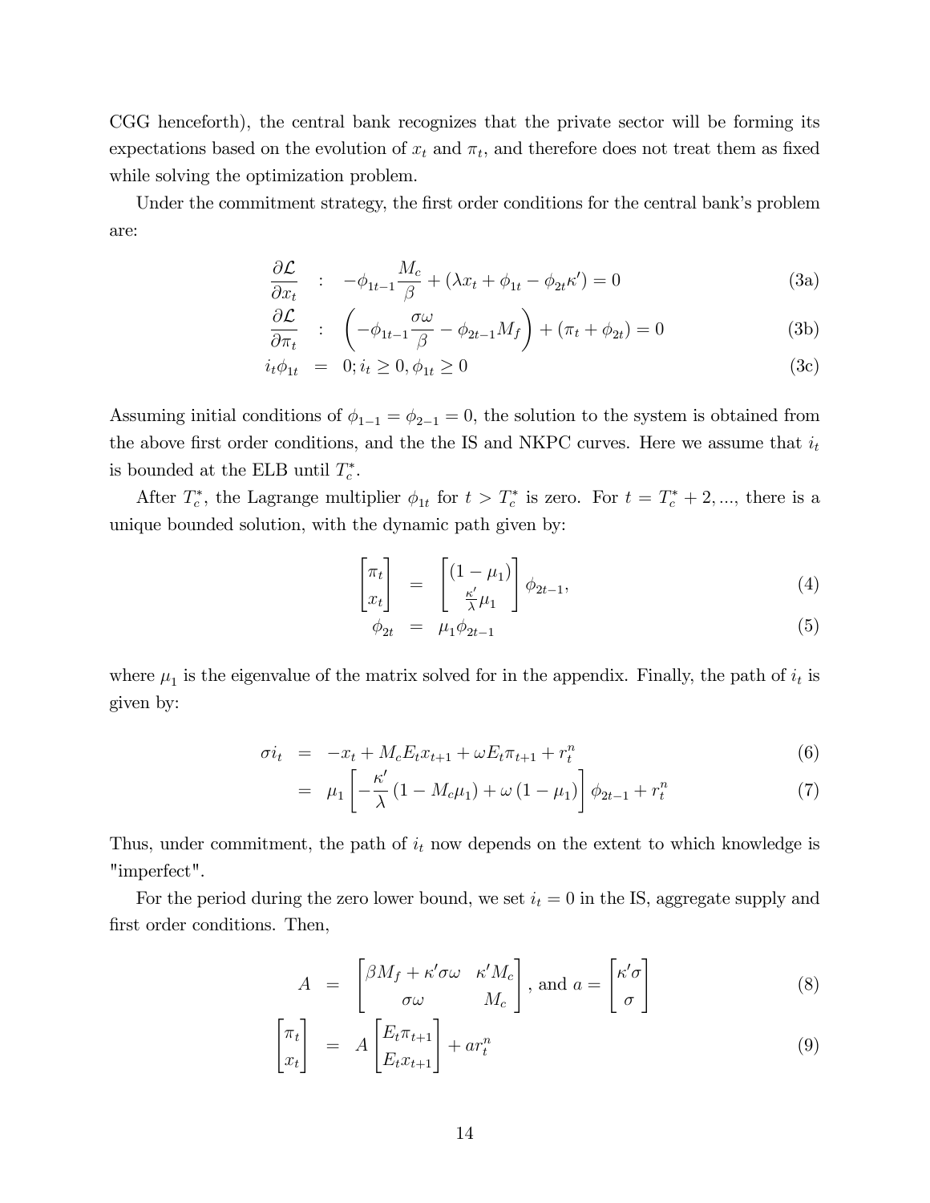CGG henceforth), the central bank recognizes that the private sector will be forming its expectations based on the evolution of $x_t$ and $\pi_t$, and therefore does not treat them as fixed while solving the optimization problem.

Under the commitment strategy, the first order conditions for the central bank's problem are:

$$\frac{\partial \mathcal{L}}{\partial x_t} \quad : \quad -\phi_{1t-1}\frac{M_c}{\beta} + (\lambda x_t + \phi_{1t} - \phi_{2t}\kappa') = 0 \tag{3a}$$

$$\frac{\partial \mathcal{L}}{\partial \pi_t} \quad : \quad \left(-\phi_{1t-1}\frac{\sigma\omega}{\beta} - \phi_{2t-1}M_f\right) + (\pi_t + \phi_{2t}) = 0 \tag{3b}$$

$$i_t\phi_{1t} \quad = \quad 0; i_t \geq 0, \phi_{1t} \geq 0 \tag{3c}$$

Assuming initial conditions of $\phi_{1-1} = \phi_{2-1} = 0$, the solution to the system is obtained from the above first order conditions, and the the IS and NKPC curves. Here we assume that $i_t$ is bounded at the ELB until $T_c^*$.

After $T_c^*$, the Lagrange multiplier $\phi_{1t}$ for $t > T_c^*$ is zero. For $t = T_c^* + 2, ...$, there is a unique bounded solution, with the dynamic path given by:

$$\begin{bmatrix} \pi_t \\ x_t \end{bmatrix} = \begin{bmatrix} (1-\mu_1) \\ \frac{\kappa'}{\lambda}\mu_1 \end{bmatrix} \phi_{2t-1}, \tag{4}$$

$$\phi_{2t} = \mu_1\phi_{2t-1} \tag{5}$$

where $\mu_1$ is the eigenvalue of the matrix solved for in the appendix. Finally, the path of $i_t$ is given by:

$$\sigma i_t = -x_t + M_c E_t x_{t+1} + \omega E_t \pi_{t+1} + r_t^n \tag{6}$$

$$= \mu_1 \left[ -\frac{\kappa'}{\lambda}(1 - M_c\mu_1) + \omega(1-\mu_1) \right] \phi_{2t-1} + r_t^n \tag{7}$$

Thus, under commitment, the path of $i_t$ now depends on the extent to which knowledge is "imperfect".

For the period during the zero lower bound, we set $i_t = 0$ in the IS, aggregate supply and first order conditions. Then,

$$A = \begin{bmatrix} \beta M_f + \kappa'\sigma\omega & \kappa' M_c \\ \sigma\omega & M_c \end{bmatrix}, \text{ and } a = \begin{bmatrix} \kappa'\sigma \\ \sigma \end{bmatrix} \tag{8}$$

$$\begin{bmatrix} \pi_t \\ x_t \end{bmatrix} = A \begin{bmatrix} E_t\pi_{t+1} \\ E_t x_{t+1} \end{bmatrix} + a r_t^n \tag{9}$$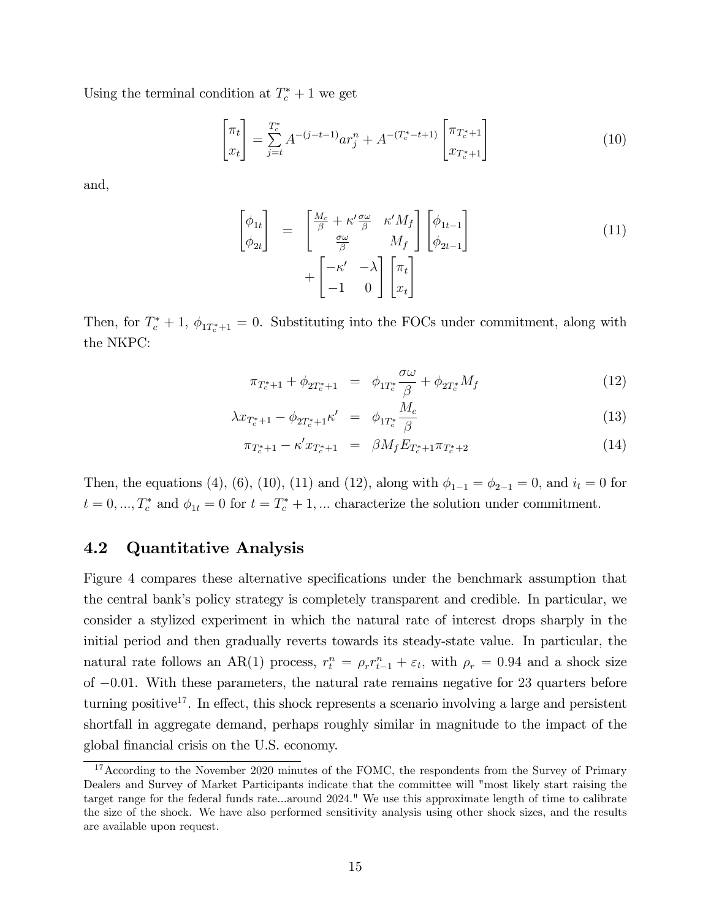Using the terminal condition at $T_c^*+1$ we get

$$\begin{bmatrix} \pi_t \\ x_t \end{bmatrix} = \sum_{j=t}^{T_c^*} A^{-(j-t-1)} a r_j^n + A^{-(T_c^*-t+1)} \begin{bmatrix} \pi_{T_c^*+1} \\ x_{T_c^*+1} \end{bmatrix} \tag{10}$$

and,

$$\begin{aligned} \begin{bmatrix} \phi_{1t} \\ \phi_{2t} \end{bmatrix} &= \begin{bmatrix} \frac{M_c}{\beta} + \kappa' \frac{\sigma\omega}{\beta} & \kappa' M_f \\ \frac{\sigma\omega}{\beta} & M_f \end{bmatrix} \begin{bmatrix} \phi_{1t-1} \\ \phi_{2t-1} \end{bmatrix} \\ &\quad + \begin{bmatrix} -\kappa' & -\lambda \\ -1 & 0 \end{bmatrix} \begin{bmatrix} \pi_t \\ x_t \end{bmatrix} \end{aligned} \tag{11}$$

Then, for $T_c^*+1$, $\phi_{1T_c^*+1} = 0$. Substituting into the FOCs under commitment, along with the NKPC:

$$\pi_{T_c^*+1} + \phi_{2T_c^*+1} = \phi_{1T_c^*} \frac{\sigma\omega}{\beta} + \phi_{2T_c^*} M_f \tag{12}$$

$$\lambda x_{T_c^*+1} - \phi_{2T_c^*+1} \kappa' = \phi_{1T_c^*} \frac{M_c}{\beta} \tag{13}$$

$$\pi_{T_c^*+1} - \kappa' x_{T_c^*+1} = \beta M_f E_{T_c^*+1} \pi_{T_c^*+2} \tag{14}$$

Then, the equations (4), (6), (10), (11) and (12), along with $\phi_{1-1} = \phi_{2-1} = 0$, and $i_t = 0$ for $t = 0, ..., T_c^*$ and $\phi_{1t} = 0$ for $t = T_c^*+1, ...$ characterize the solution under commitment.

## 4.2 Quantitative Analysis

Figure 4 compares these alternative specifications under the benchmark assumption that the central bank's policy strategy is completely transparent and credible. In particular, we consider a stylized experiment in which the natural rate of interest drops sharply in the initial period and then gradually reverts towards its steady-state value. In particular, the natural rate follows an AR(1) process, $r_t^n = \rho_r r_{t-1}^n + \varepsilon_t$, with $\rho_r = 0.94$ and a shock size of $-0.01$. With these parameters, the natural rate remains negative for 23 quarters before turning positive[17]. In effect, this shock represents a scenario involving a large and persistent shortfall in aggregate demand, perhaps roughly similar in magnitude to the impact of the global financial crisis on the U.S. economy.

[17] According to the November 2020 minutes of the FOMC, the respondents from the Survey of Primary Dealers and Survey of Market Participants indicate that the committee will "most likely start raising the target range for the federal funds rate...around 2024." We use this approximate length of time to calibrate the size of the shock. We have also performed sensitivity analysis using other shock sizes, and the results are available upon request.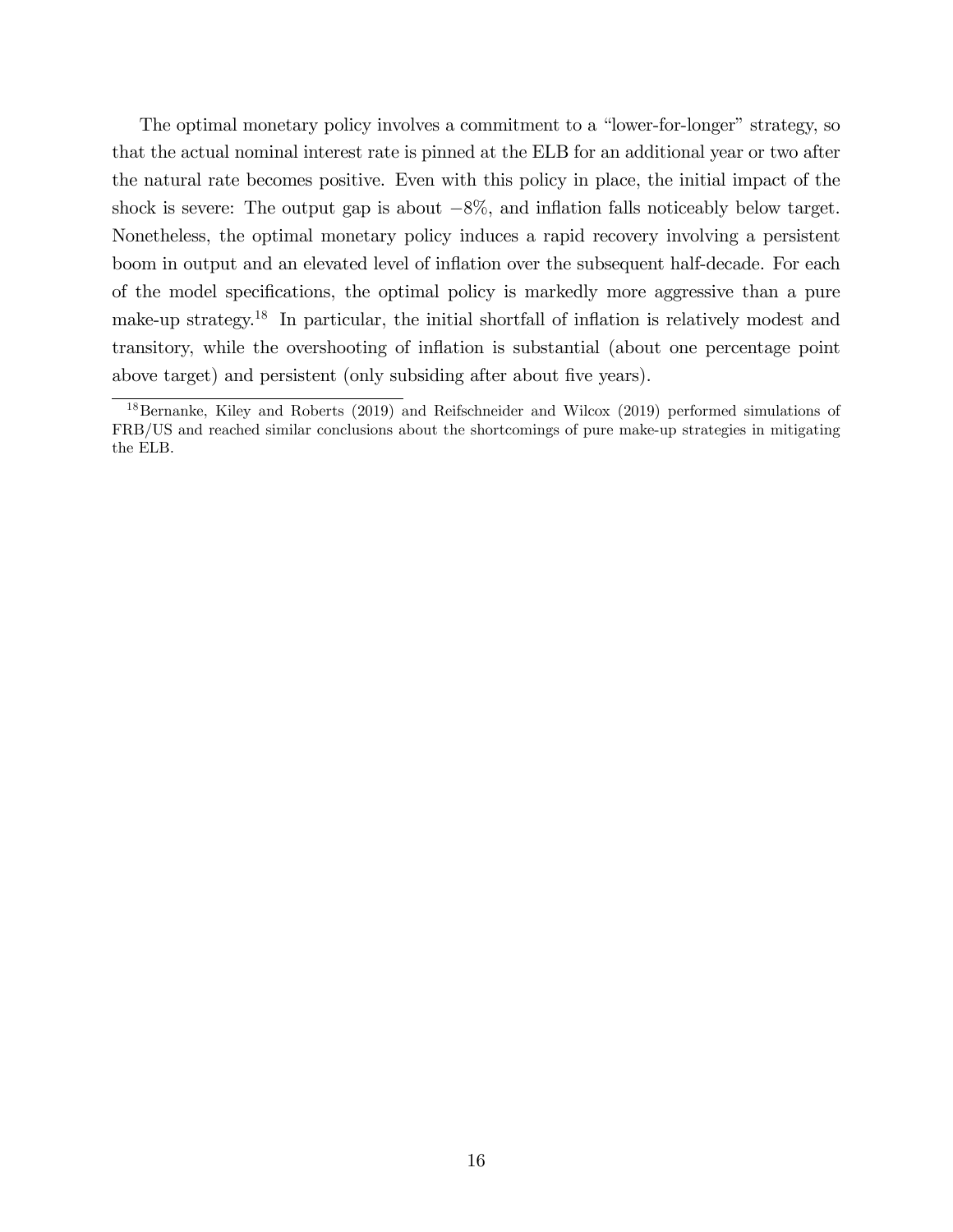The optimal monetary policy involves a commitment to a "lower-for-longer" strategy, so that the actual nominal interest rate is pinned at the ELB for an additional year or two after the natural rate becomes positive. Even with this policy in place, the initial impact of the shock is severe: The output gap is about $-8\%$, and inflation falls noticeably below target. Nonetheless, the optimal monetary policy induces a rapid recovery involving a persistent boom in output and an elevated level of inflation over the subsequent half-decade. For each of the model specifications, the optimal policy is markedly more aggressive than a pure make-up strategy.[18] In particular, the initial shortfall of inflation is relatively modest and transitory, while the overshooting of inflation is substantial (about one percentage point above target) and persistent (only subsiding after about five years).

[18] Bernanke, Kiley and Roberts (2019) and Reifschneider and Wilcox (2019) performed simulations of FRB/US and reached similar conclusions about the shortcomings of pure make-up strategies in mitigating the ELB.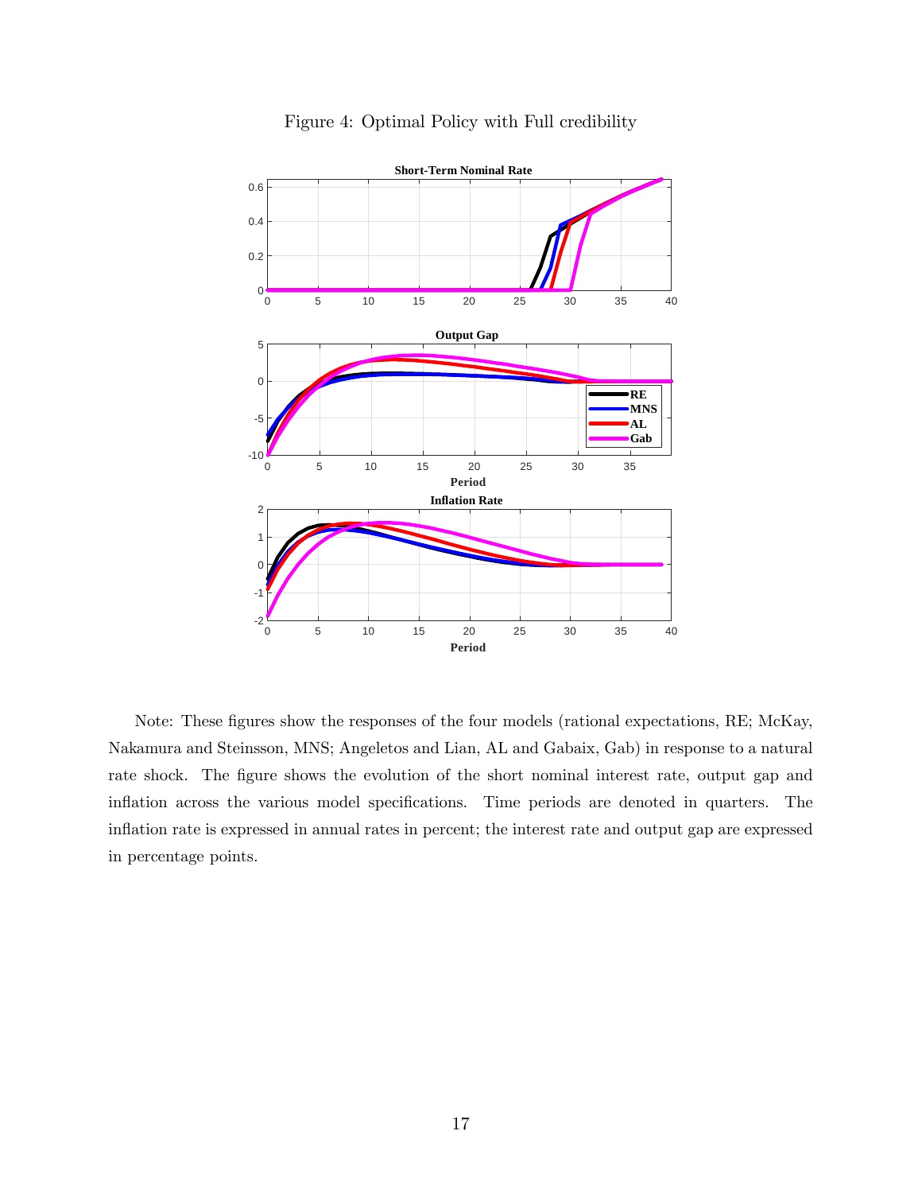Figure 4: Optimal Policy with Full credibility

Note: These figures show the responses of the four models (rational expectations, RE; McKay, Nakamura and Steinsson, MNS; Angeletos and Lian, AL and Gabaix, Gab) in response to a natural rate shock. The figure shows the evolution of the short nominal interest rate, output gap and inflation across the various model specifications. Time periods are denoted in quarters. The inflation rate is expressed in annual rates in percent; the interest rate and output gap are expressed in percentage points.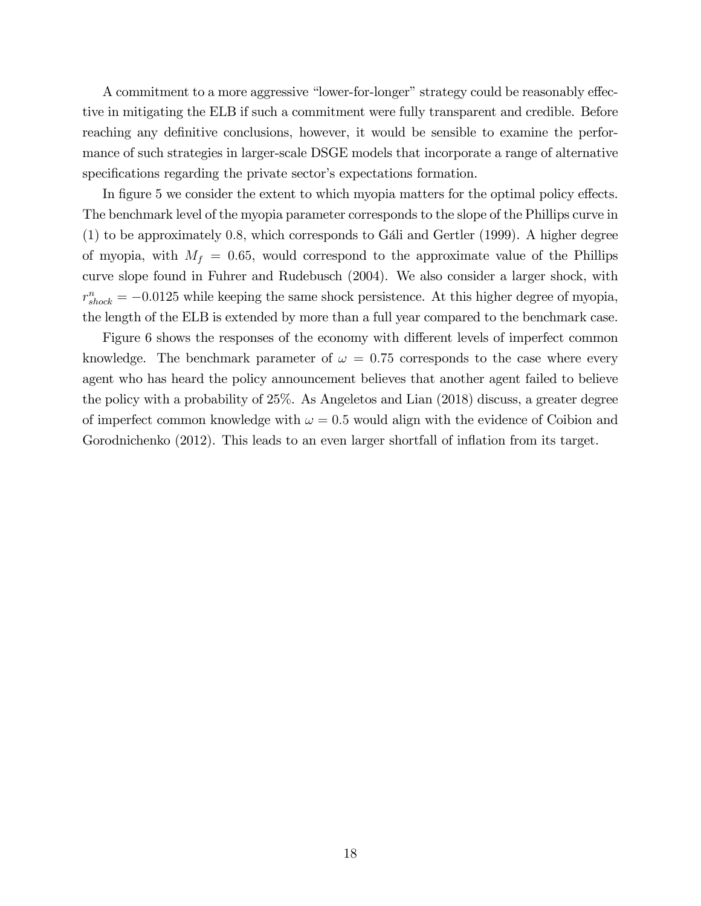A commitment to a more aggressive "lower-for-longer" strategy could be reasonably effective in mitigating the ELB if such a commitment were fully transparent and credible. Before reaching any definitive conclusions, however, it would be sensible to examine the performance of such strategies in larger-scale DSGE models that incorporate a range of alternative specifications regarding the private sector's expectations formation.

In figure 5 we consider the extent to which myopia matters for the optimal policy effects. The benchmark level of the myopia parameter corresponds to the slope of the Phillips curve in (1) to be approximately 0.8, which corresponds to Gáli and Gertler (1999). A higher degree of myopia, with $M_f = 0.65$, would correspond to the approximate value of the Phillips curve slope found in Fuhrer and Rudebusch (2004). We also consider a larger shock, with $r^n_{shock} = -0.0125$ while keeping the same shock persistence. At this higher degree of myopia, the length of the ELB is extended by more than a full year compared to the benchmark case.

Figure 6 shows the responses of the economy with different levels of imperfect common knowledge. The benchmark parameter of $\omega = 0.75$ corresponds to the case where every agent who has heard the policy announcement believes that another agent failed to believe the policy with a probability of 25%. As Angeletos and Lian (2018) discuss, a greater degree of imperfect common knowledge with $\omega = 0.5$ would align with the evidence of Coibion and Gorodnichenko (2012). This leads to an even larger shortfall of inflation from its target.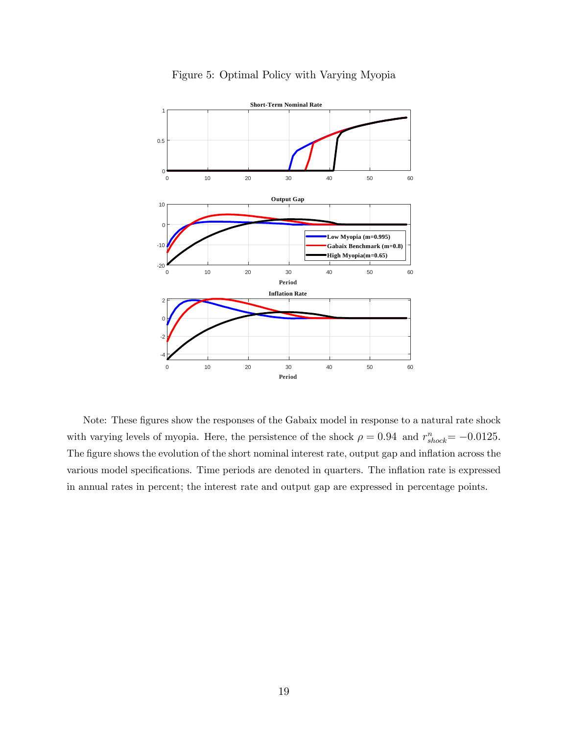Figure 5: Optimal Policy with Varying Myopia

Note: These figures show the responses of the Gabaix model in response to a natural rate shock with varying levels of myopia. Here, the persistence of the shock $\rho = 0.94$ and $r^n_{shock} = -0.0125$. The figure shows the evolution of the short nominal interest rate, output gap and inflation across the various model specifications. Time periods are denoted in quarters. The inflation rate is expressed in annual rates in percent; the interest rate and output gap are expressed in percentage points.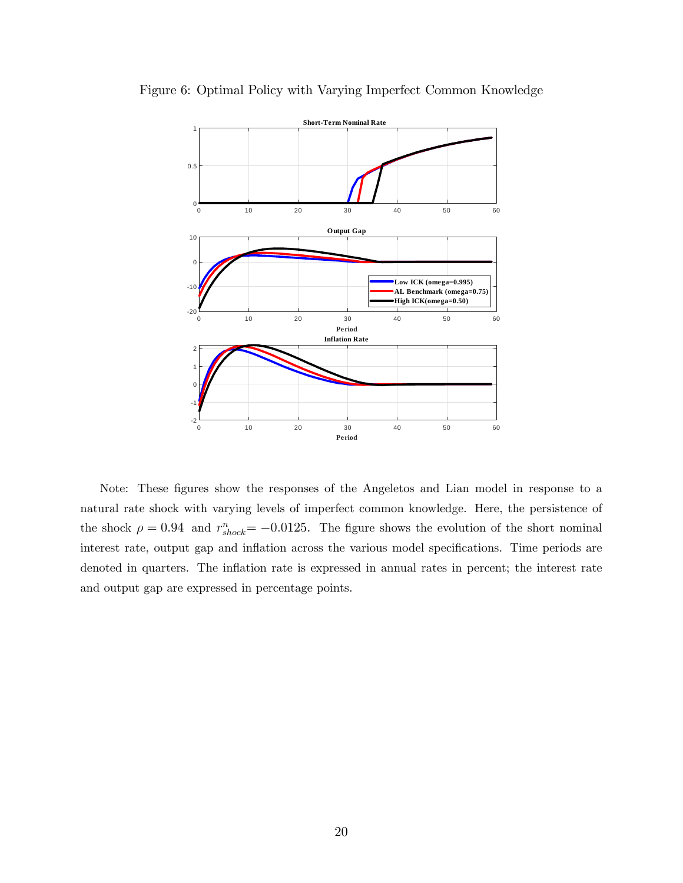Figure 6: Optimal Policy with Varying Imperfect Common Knowledge

Note: These figures show the responses of the Angeletos and Lian model in response to a natural rate shock with varying levels of imperfect common knowledge. Here, the persistence of the shock $\rho = 0.94$ and $r^n_{shock} = -0.0125$. The figure shows the evolution of the short nominal interest rate, output gap and inflation across the various model specifications. Time periods are denoted in quarters. The inflation rate is expressed in annual rates in percent; the interest rate and output gap are expressed in percentage points.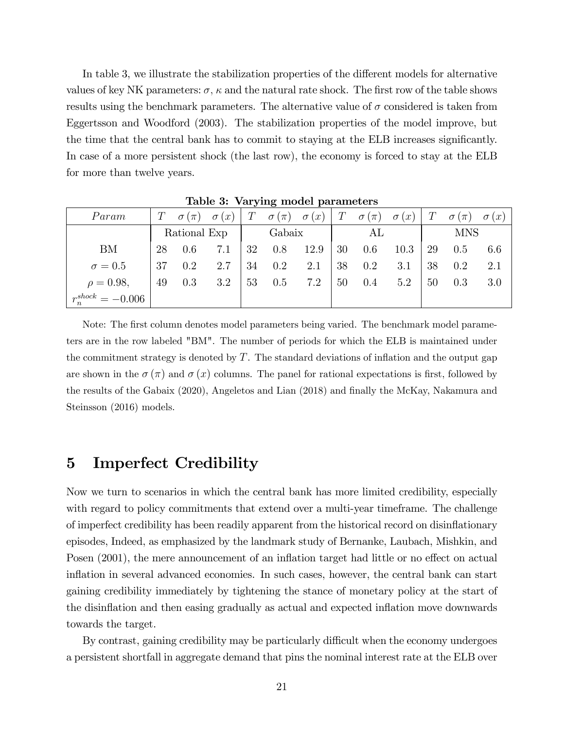In table 3, we illustrate the stabilization properties of the different models for alternative values of key NK parameters: $\sigma$, $\kappa$ and the natural rate shock. The first row of the table shows results using the benchmark parameters. The alternative value of $\sigma$ considered is taken from Eggertsson and Woodford (2003). The stabilization properties of the model improve, but the time that the central bank has to commit to staying at the ELB increases significantly. In case of a more persistent shock (the last row), the economy is forced to stay at the ELB for more than twelve years.

**Table 3: Varying model parameters**

| $Param$ | $T$ | $\sigma(\pi)$ | $\sigma(x)$ | $T$ | $\sigma(\pi)$ | $\sigma(x)$ | $T$ | $\sigma(\pi)$ | $\sigma(x)$ | $T$ | $\sigma(\pi)$ | $\sigma(x)$ |
|---|---|---|---|---|---|---|---|---|---|---|---|---|
| | Rational Exp | | | Gabaix | | | AL | | | MNS | | |
| BM | 28 | 0.6 | 7.1 | 32 | 0.8 | 12.9 | 30 | 0.6 | 10.3 | 29 | 0.5 | 6.6 |
| $\sigma = 0.5$ | 37 | 0.2 | 2.7 | 34 | 0.2 | 2.1 | 38 | 0.2 | 3.1 | 38 | 0.2 | 2.1 |
| $\rho = 0.98$, $r_n^{shock} = -0.006$ | 49 | 0.3 | 3.2 | 53 | 0.5 | 7.2 | 50 | 0.4 | 5.2 | 50 | 0.3 | 3.0 |

Note: The first column denotes model parameters being varied. The benchmark model parameters are in the row labeled "BM". The number of periods for which the ELB is maintained under the commitment strategy is denoted by $T$. The standard deviations of inflation and the output gap are shown in the $\sigma(\pi)$ and $\sigma(x)$ columns. The panel for rational expectations is first, followed by the results of the Gabaix (2020), Angeletos and Lian (2018) and finally the McKay, Nakamura and Steinsson (2016) models.

# 5 Imperfect Credibility

Now we turn to scenarios in which the central bank has more limited credibility, especially with regard to policy commitments that extend over a multi-year timeframe. The challenge of imperfect credibility has been readily apparent from the historical record on disinflationary episodes, Indeed, as emphasized by the landmark study of Bernanke, Laubach, Mishkin, and Posen (2001), the mere announcement of an inflation target had little or no effect on actual inflation in several advanced economies. In such cases, however, the central bank can start gaining credibility immediately by tightening the stance of monetary policy at the start of the disinflation and then easing gradually as actual and expected inflation move downwards towards the target.

By contrast, gaining credibility may be particularly difficult when the economy undergoes a persistent shortfall in aggregate demand that pins the nominal interest rate at the ELB over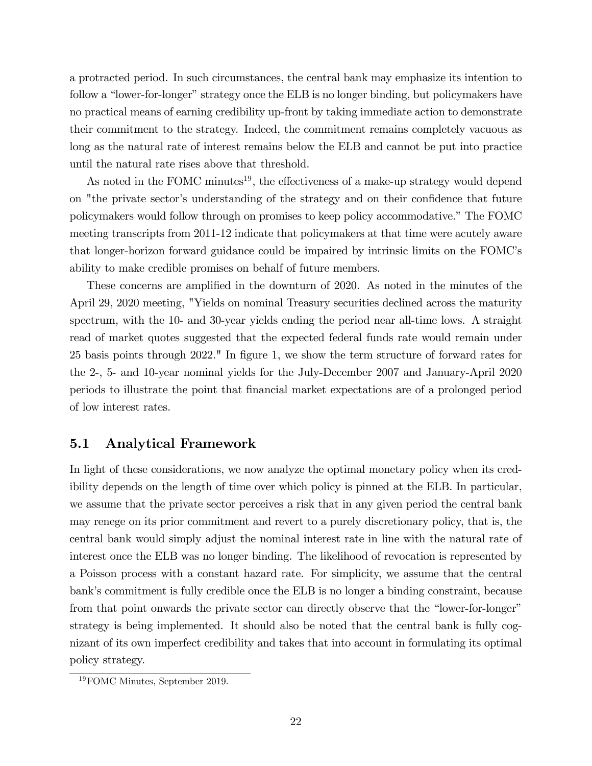a protracted period. In such circumstances, the central bank may emphasize its intention to follow a "lower-for-longer" strategy once the ELB is no longer binding, but policymakers have no practical means of earning credibility up-front by taking immediate action to demonstrate their commitment to the strategy. Indeed, the commitment remains completely vacuous as long as the natural rate of interest remains below the ELB and cannot be put into practice until the natural rate rises above that threshold.

As noted in the FOMC minutes[19], the effectiveness of a make-up strategy would depend on "the private sector's understanding of the strategy and on their confidence that future policymakers would follow through on promises to keep policy accommodative." The FOMC meeting transcripts from 2011-12 indicate that policymakers at that time were acutely aware that longer-horizon forward guidance could be impaired by intrinsic limits on the FOMC's ability to make credible promises on behalf of future members.

These concerns are amplified in the downturn of 2020. As noted in the minutes of the April 29, 2020 meeting, "Yields on nominal Treasury securities declined across the maturity spectrum, with the 10- and 30-year yields ending the period near all-time lows. A straight read of market quotes suggested that the expected federal funds rate would remain under 25 basis points through 2022." In figure 1, we show the term structure of forward rates for the 2-, 5- and 10-year nominal yields for the July-December 2007 and January-April 2020 periods to illustrate the point that financial market expectations are of a prolonged period of low interest rates.

## 5.1 Analytical Framework

In light of these considerations, we now analyze the optimal monetary policy when its credibility depends on the length of time over which policy is pinned at the ELB. In particular, we assume that the private sector perceives a risk that in any given period the central bank may renege on its prior commitment and revert to a purely discretionary policy, that is, the central bank would simply adjust the nominal interest rate in line with the natural rate of interest once the ELB was no longer binding. The likelihood of revocation is represented by a Poisson process with a constant hazard rate. For simplicity, we assume that the central bank's commitment is fully credible once the ELB is no longer a binding constraint, because from that point onwards the private sector can directly observe that the "lower-for-longer" strategy is being implemented. It should also be noted that the central bank is fully cognizant of its own imperfect credibility and takes that into account in formulating its optimal policy strategy.

[19] FOMC Minutes, September 2019.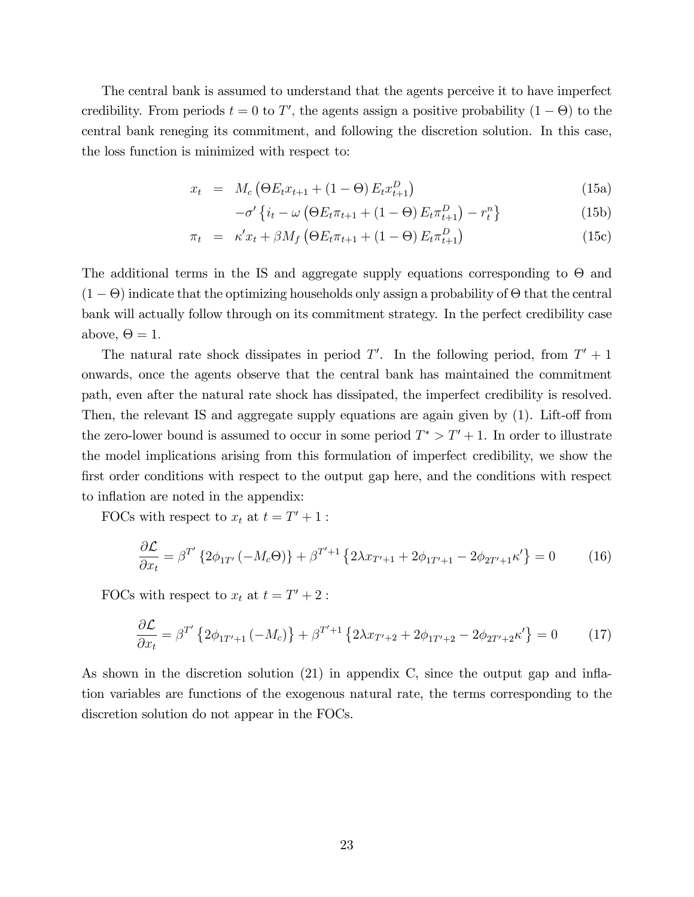The central bank is assumed to understand that the agents perceive it to have imperfect credibility. From periods $t = 0$ to $T'$, the agents assign a positive probability $(1 - \Theta)$ to the central bank reneging its commitment, and following the discretion solution. In this case, the loss function is minimized with respect to:

$$x_t = M_c \left( \Theta E_t x_{t+1} + (1 - \Theta) E_t x_{t+1}^D \right) \tag{15a}$$

$$-\sigma' \left\{ i_t - \omega \left( \Theta E_t \pi_{t+1} + (1 - \Theta) E_t \pi_{t+1}^D \right) - r_t^n \right\} \tag{15b}$$

$$\pi_t = \kappa' x_t + \beta M_f \left( \Theta E_t \pi_{t+1} + (1 - \Theta) E_t \pi_{t+1}^D \right) \tag{15c}$$

The additional terms in the IS and aggregate supply equations corresponding to $\Theta$ and $(1 - \Theta)$ indicate that the optimizing households only assign a probability of $\Theta$ that the central bank will actually follow through on its commitment strategy. In the perfect credibility case above, $\Theta = 1$.

The natural rate shock dissipates in period $T'$. In the following period, from $T' + 1$ onwards, once the agents observe that the central bank has maintained the commitment path, even after the natural rate shock has dissipated, the imperfect credibility is resolved. Then, the relevant IS and aggregate supply equations are again given by (1). Lift-off from the zero-lower bound is assumed to occur in some period $T^* > T' + 1$. In order to illustrate the model implications arising from this formulation of imperfect credibility, we show the first order conditions with respect to the output gap here, and the conditions with respect to inflation are noted in the appendix:

FOCs with respect to $x_t$ at $t = T' + 1$ :

$$\frac{\partial \mathcal{L}}{\partial x_t} = \beta^{T'} \left\{ 2\phi_{1T'} \left( -M_c \Theta \right) \right\} + \beta^{T'+1} \left\{ 2\lambda x_{T'+1} + 2\phi_{1T'+1} - 2\phi_{2T'+1}\kappa' \right\} = 0 \tag{16}$$

FOCs with respect to $x_t$ at $t = T' + 2$ :

$$\frac{\partial \mathcal{L}}{\partial x_t} = \beta^{T'} \left\{ 2\phi_{1T'+1} \left( -M_c \right) \right\} + \beta^{T'+1} \left\{ 2\lambda x_{T'+2} + 2\phi_{1T'+2} - 2\phi_{2T'+2}\kappa' \right\} = 0 \tag{17}$$

As shown in the discretion solution (21) in appendix C, since the output gap and inflation variables are functions of the exogenous natural rate, the terms corresponding to the discretion solution do not appear in the FOCs.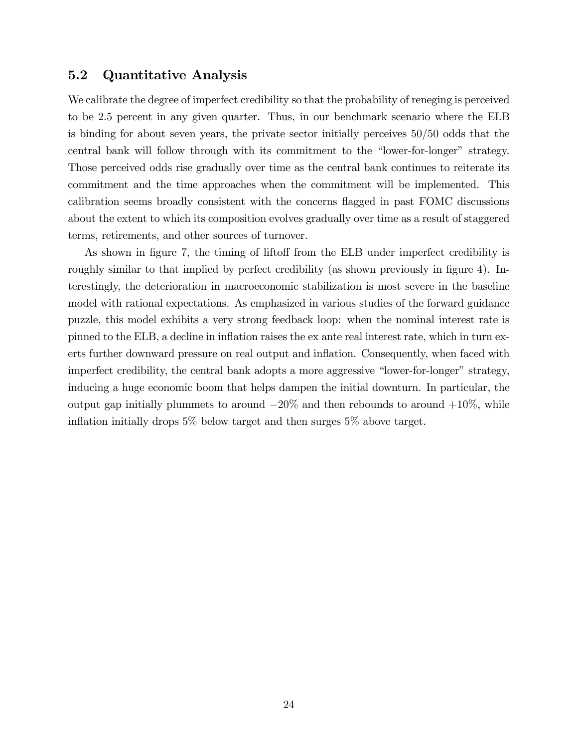### 5.2 Quantitative Analysis

We calibrate the degree of imperfect credibility so that the probability of reneging is perceived to be 2.5 percent in any given quarter. Thus, in our benchmark scenario where the ELB is binding for about seven years, the private sector initially perceives 50/50 odds that the central bank will follow through with its commitment to the "lower-for-longer" strategy. Those perceived odds rise gradually over time as the central bank continues to reiterate its commitment and the time approaches when the commitment will be implemented. This calibration seems broadly consistent with the concerns flagged in past FOMC discussions about the extent to which its composition evolves gradually over time as a result of staggered terms, retirements, and other sources of turnover.

As shown in figure 7, the timing of liftoff from the ELB under imperfect credibility is roughly similar to that implied by perfect credibility (as shown previously in figure 4). Interestingly, the deterioration in macroeconomic stabilization is most severe in the baseline model with rational expectations. As emphasized in various studies of the forward guidance puzzle, this model exhibits a very strong feedback loop: when the nominal interest rate is pinned to the ELB, a decline in inflation raises the ex ante real interest rate, which in turn exerts further downward pressure on real output and inflation. Consequently, when faced with imperfect credibility, the central bank adopts a more aggressive "lower-for-longer" strategy, inducing a huge economic boom that helps dampen the initial downturn. In particular, the output gap initially plummets to around $-20\%$ and then rebounds to around $+10\%$, while inflation initially drops 5% below target and then surges 5% above target.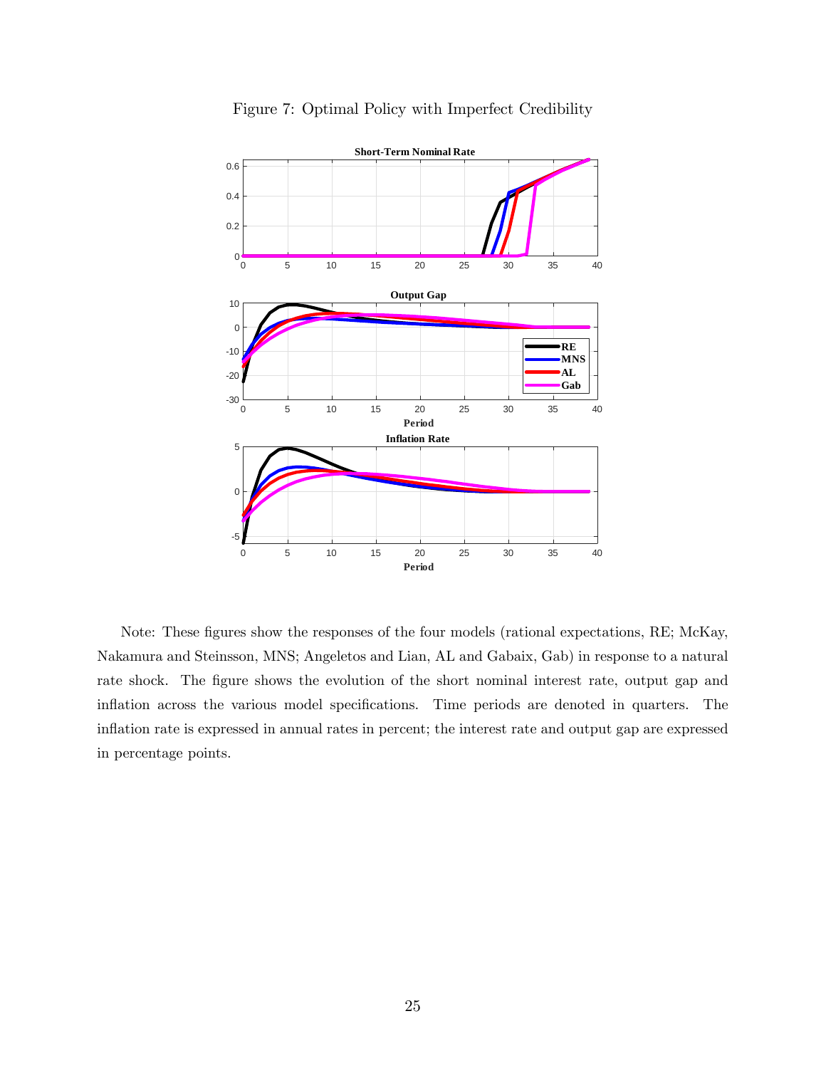Figure 7: Optimal Policy with Imperfect Credibility

Note: These figures show the responses of the four models (rational expectations, RE; McKay, Nakamura and Steinsson, MNS; Angeletos and Lian, AL and Gabaix, Gab) in response to a natural rate shock. The figure shows the evolution of the short nominal interest rate, output gap and inflation across the various model specifications. Time periods are denoted in quarters. The inflation rate is expressed in annual rates in percent; the interest rate and output gap are expressed in percentage points.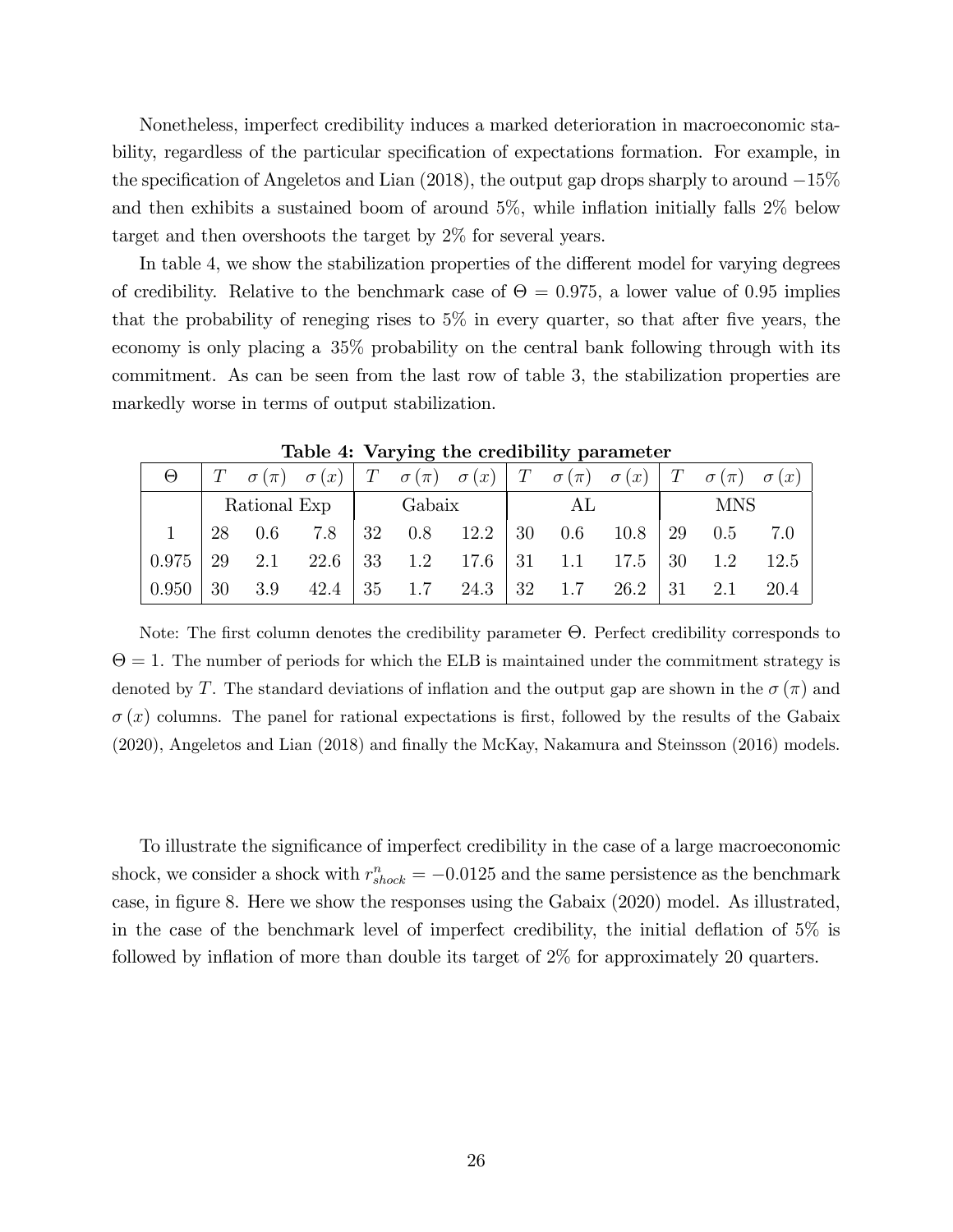Nonetheless, imperfect credibility induces a marked deterioration in macroeconomic stability, regardless of the particular specification of expectations formation. For example, in the specification of Angeletos and Lian (2018), the output gap drops sharply to around $-15\%$ and then exhibits a sustained boom of around 5%, while inflation initially falls 2% below target and then overshoots the target by 2% for several years.

In table 4, we show the stabilization properties of the different model for varying degrees of credibility. Relative to the benchmark case of $\Theta = 0.975$, a lower value of 0.95 implies that the probability of reneging rises to 5% in every quarter, so that after five years, the economy is only placing a 35% probability on the central bank following through with its commitment. As can be seen from the last row of table 3, the stabilization properties are markedly worse in terms of output stabilization.

**Table 4: Varying the credibility parameter**

| $\Theta$ | $T$ | $\sigma(\pi)$ | $\sigma(x)$ | $T$ | $\sigma(\pi)$ | $\sigma(x)$ | $T$ | $\sigma(\pi)$ | $\sigma(x)$ | $T$ | $\sigma(\pi)$ | $\sigma(x)$ |
|---|---|---|---|---|---|---|---|---|---|---|---|---|
| | Rational Exp | | | Gabaix | | | AL | | | MNS | | |
| 1 | 28 | 0.6 | 7.8 | 32 | 0.8 | 12.2 | 30 | 0.6 | 10.8 | 29 | 0.5 | 7.0 |
| 0.975 | 29 | 2.1 | 22.6 | 33 | 1.2 | 17.6 | 31 | 1.1 | 17.5 | 30 | 1.2 | 12.5 |
| 0.950 | 30 | 3.9 | 42.4 | 35 | 1.7 | 24.3 | 32 | 1.7 | 26.2 | 31 | 2.1 | 20.4 |

Note: The first column denotes the credibility parameter $\Theta$. Perfect credibility corresponds to $\Theta = 1$. The number of periods for which the ELB is maintained under the commitment strategy is denoted by $T$. The standard deviations of inflation and the output gap are shown in the $\sigma(\pi)$ and $\sigma(x)$ columns. The panel for rational expectations is first, followed by the results of the Gabaix (2020), Angeletos and Lian (2018) and finally the McKay, Nakamura and Steinsson (2016) models.

To illustrate the significance of imperfect credibility in the case of a large macroeconomic shock, we consider a shock with $r^n_{shock} = -0.0125$ and the same persistence as the benchmark case, in figure 8. Here we show the responses using the Gabaix (2020) model. As illustrated, in the case of the benchmark level of imperfect credibility, the initial deflation of 5% is followed by inflation of more than double its target of 2% for approximately 20 quarters.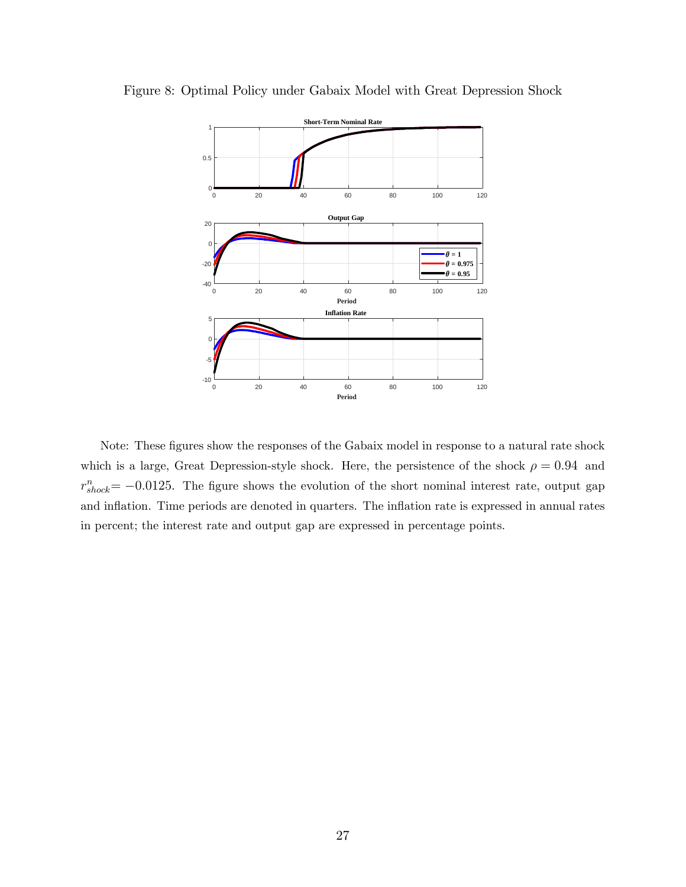Figure 8: Optimal Policy under Gabaix Model with Great Depression Shock

Note: These figures show the responses of the Gabaix model in response to a natural rate shock which is a large, Great Depression-style shock. Here, the persistence of the shock $\rho = 0.94$ and $r^n_{shock} = -0.0125$. The figure shows the evolution of the short nominal interest rate, output gap and inflation. Time periods are denoted in quarters. The inflation rate is expressed in annual rates in percent; the interest rate and output gap are expressed in percentage points.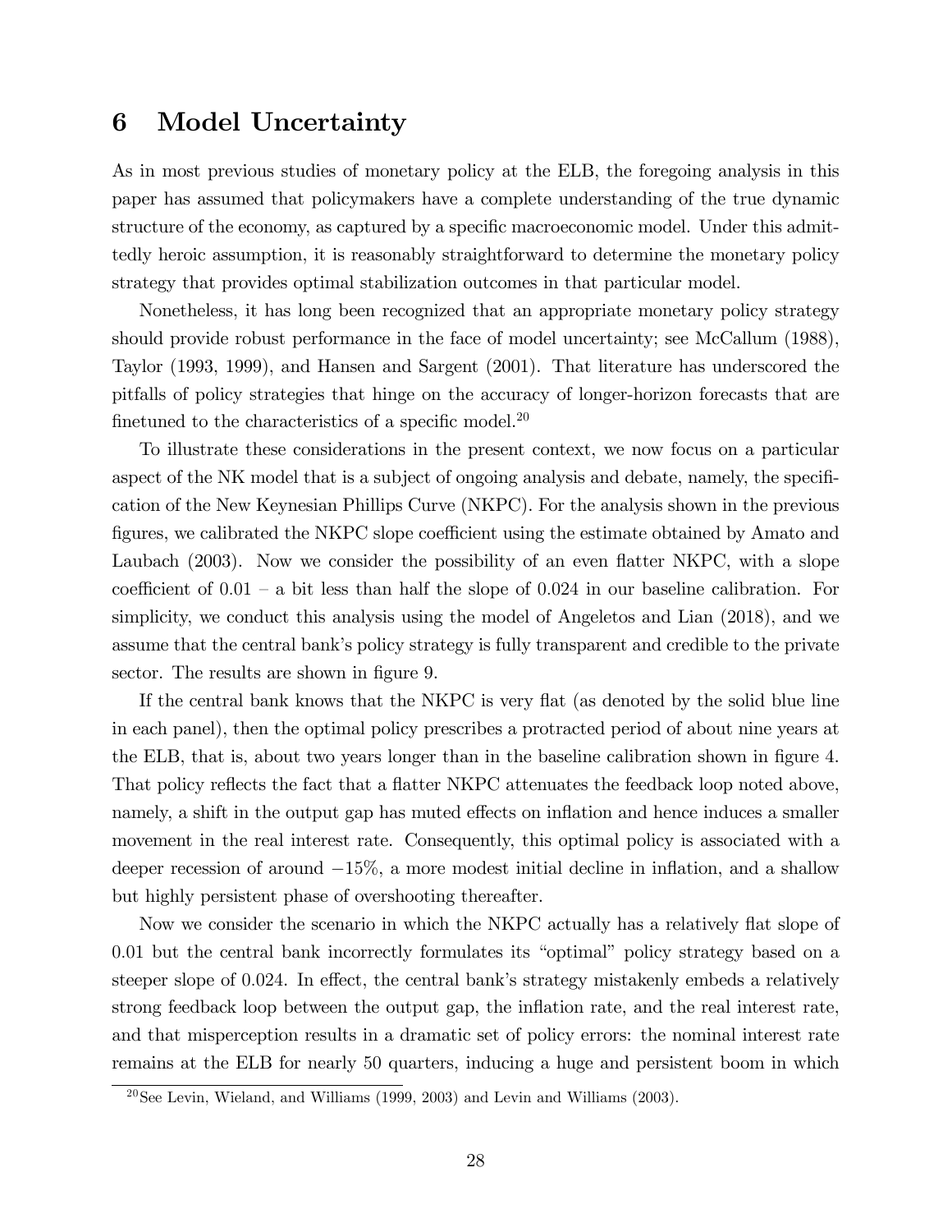# 6 Model Uncertainty

As in most previous studies of monetary policy at the ELB, the foregoing analysis in this paper has assumed that policymakers have a complete understanding of the true dynamic structure of the economy, as captured by a specific macroeconomic model. Under this admittedly heroic assumption, it is reasonably straightforward to determine the monetary policy strategy that provides optimal stabilization outcomes in that particular model.

Nonetheless, it has long been recognized that an appropriate monetary policy strategy should provide robust performance in the face of model uncertainty; see McCallum (1988), Taylor (1993, 1999), and Hansen and Sargent (2001). That literature has underscored the pitfalls of policy strategies that hinge on the accuracy of longer-horizon forecasts that are finetuned to the characteristics of a specific model.[20]

To illustrate these considerations in the present context, we now focus on a particular aspect of the NK model that is a subject of ongoing analysis and debate, namely, the specification of the New Keynesian Phillips Curve (NKPC). For the analysis shown in the previous figures, we calibrated the NKPC slope coefficient using the estimate obtained by Amato and Laubach (2003). Now we consider the possibility of an even flatter NKPC, with a slope coefficient of 0.01 – a bit less than half the slope of 0.024 in our baseline calibration. For simplicity, we conduct this analysis using the model of Angeletos and Lian (2018), and we assume that the central bank's policy strategy is fully transparent and credible to the private sector. The results are shown in figure 9.

If the central bank knows that the NKPC is very flat (as denoted by the solid blue line in each panel), then the optimal policy prescribes a protracted period of about nine years at the ELB, that is, about two years longer than in the baseline calibration shown in figure 4. That policy reflects the fact that a flatter NKPC attenuates the feedback loop noted above, namely, a shift in the output gap has muted effects on inflation and hence induces a smaller movement in the real interest rate. Consequently, this optimal policy is associated with a deeper recession of around $-15\%$, a more modest initial decline in inflation, and a shallow but highly persistent phase of overshooting thereafter.

Now we consider the scenario in which the NKPC actually has a relatively flat slope of 0.01 but the central bank incorrectly formulates its "optimal" policy strategy based on a steeper slope of 0.024. In effect, the central bank's strategy mistakenly embeds a relatively strong feedback loop between the output gap, the inflation rate, and the real interest rate, and that misperception results in a dramatic set of policy errors: the nominal interest rate remains at the ELB for nearly 50 quarters, inducing a huge and persistent boom in which

[20] See Levin, Wieland, and Williams (1999, 2003) and Levin and Williams (2003).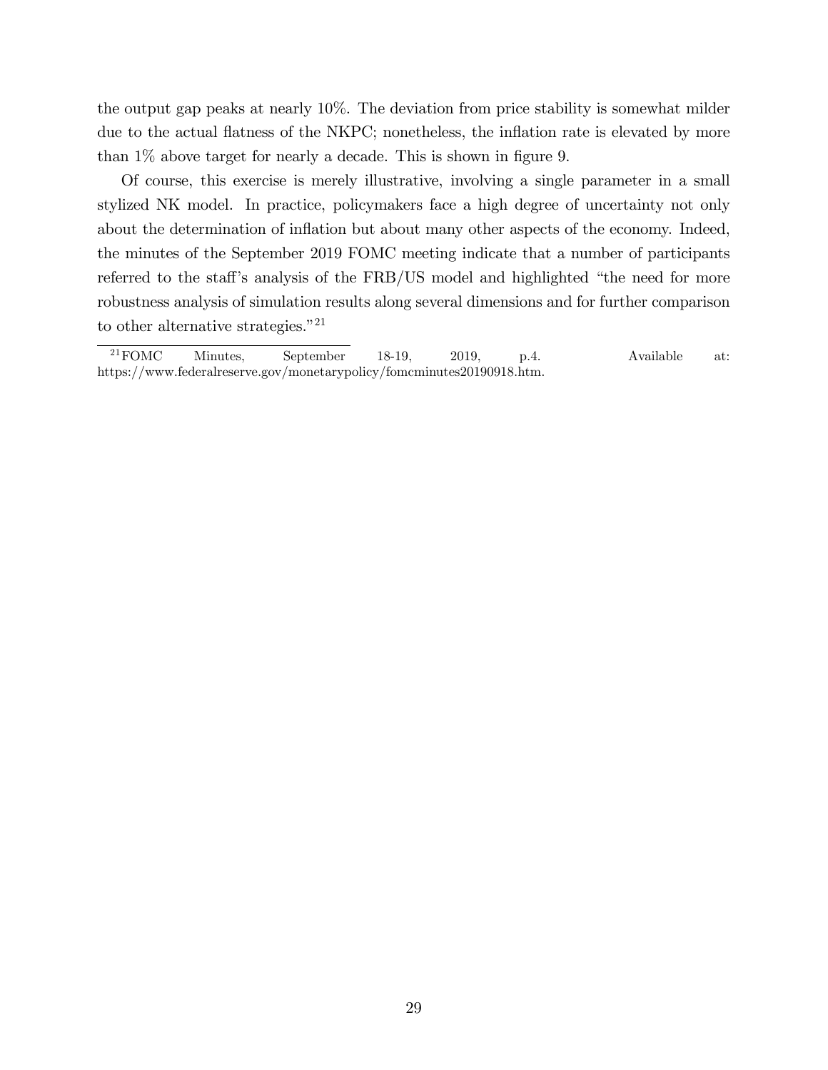the output gap peaks at nearly 10%. The deviation from price stability is somewhat milder due to the actual flatness of the NKPC; nonetheless, the inflation rate is elevated by more than 1% above target for nearly a decade. This is shown in figure 9.

Of course, this exercise is merely illustrative, involving a single parameter in a small stylized NK model. In practice, policymakers face a high degree of uncertainty not only about the determination of inflation but about many other aspects of the economy. Indeed, the minutes of the September 2019 FOMC meeting indicate that a number of participants referred to the staff's analysis of the FRB/US model and highlighted "the need for more robustness analysis of simulation results along several dimensions and for further comparison to other alternative strategies."[21]

[21] FOMC Minutes, September 18-19, 2019, p.4. Available at: https://www.federalreserve.gov/monetarypolicy/fomcminutes20190918.htm.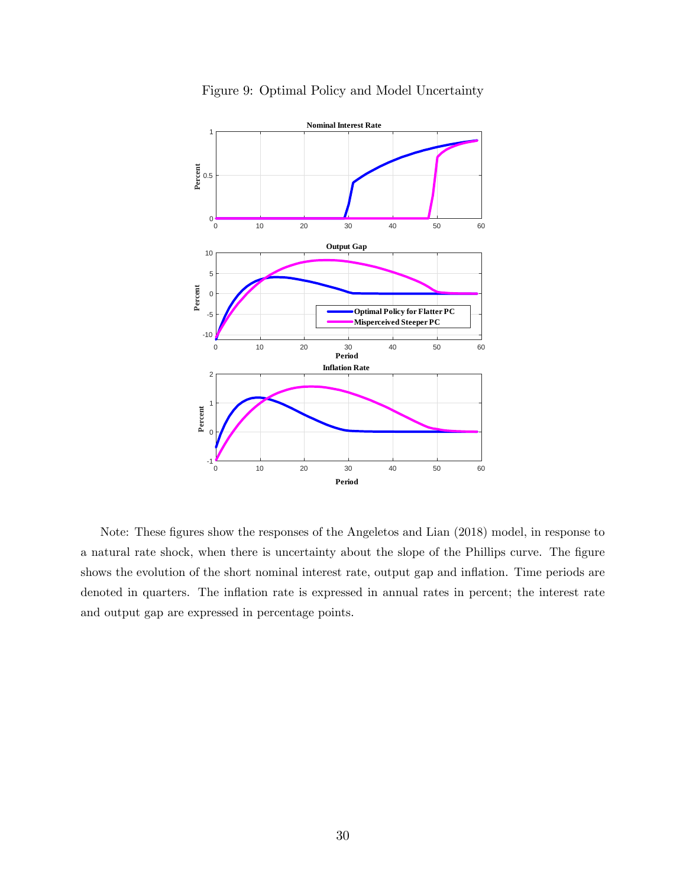Figure 9: Optimal Policy and Model Uncertainty

Note: These figures show the responses of the Angeletos and Lian (2018) model, in response to a natural rate shock, when there is uncertainty about the slope of the Phillips curve. The figure shows the evolution of the short nominal interest rate, output gap and inflation. Time periods are denoted in quarters. The inflation rate is expressed in annual rates in percent; the interest rate and output gap are expressed in percentage points.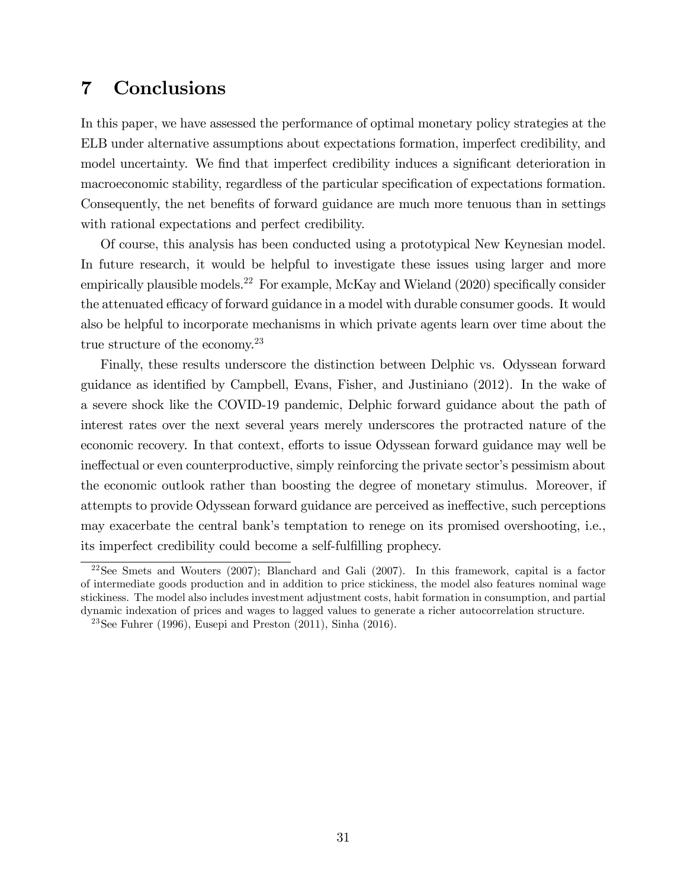# 7 Conclusions

In this paper, we have assessed the performance of optimal monetary policy strategies at the ELB under alternative assumptions about expectations formation, imperfect credibility, and model uncertainty. We find that imperfect credibility induces a significant deterioration in macroeconomic stability, regardless of the particular specification of expectations formation. Consequently, the net benefits of forward guidance are much more tenuous than in settings with rational expectations and perfect credibility.

Of course, this analysis has been conducted using a prototypical New Keynesian model. In future research, it would be helpful to investigate these issues using larger and more empirically plausible models.[22] For example, McKay and Wieland (2020) specifically consider the attenuated efficacy of forward guidance in a model with durable consumer goods. It would also be helpful to incorporate mechanisms in which private agents learn over time about the true structure of the economy.[23]

Finally, these results underscore the distinction between Delphic vs. Odyssean forward guidance as identified by Campbell, Evans, Fisher, and Justiniano (2012). In the wake of a severe shock like the COVID-19 pandemic, Delphic forward guidance about the path of interest rates over the next several years merely underscores the protracted nature of the economic recovery. In that context, efforts to issue Odyssean forward guidance may well be ineffectual or even counterproductive, simply reinforcing the private sector's pessimism about the economic outlook rather than boosting the degree of monetary stimulus. Moreover, if attempts to provide Odyssean forward guidance are perceived as ineffective, such perceptions may exacerbate the central bank's temptation to renege on its promised overshooting, i.e., its imperfect credibility could become a self-fulfilling prophecy.

[22] See Smets and Wouters (2007); Blanchard and Gali (2007). In this framework, capital is a factor of intermediate goods production and in addition to price stickiness, the model also features nominal wage stickiness. The model also includes investment adjustment costs, habit formation in consumption, and partial dynamic indexation of prices and wages to lagged values to generate a richer autocorrelation structure.

[23] See Fuhrer (1996), Eusepi and Preston (2011), Sinha (2016).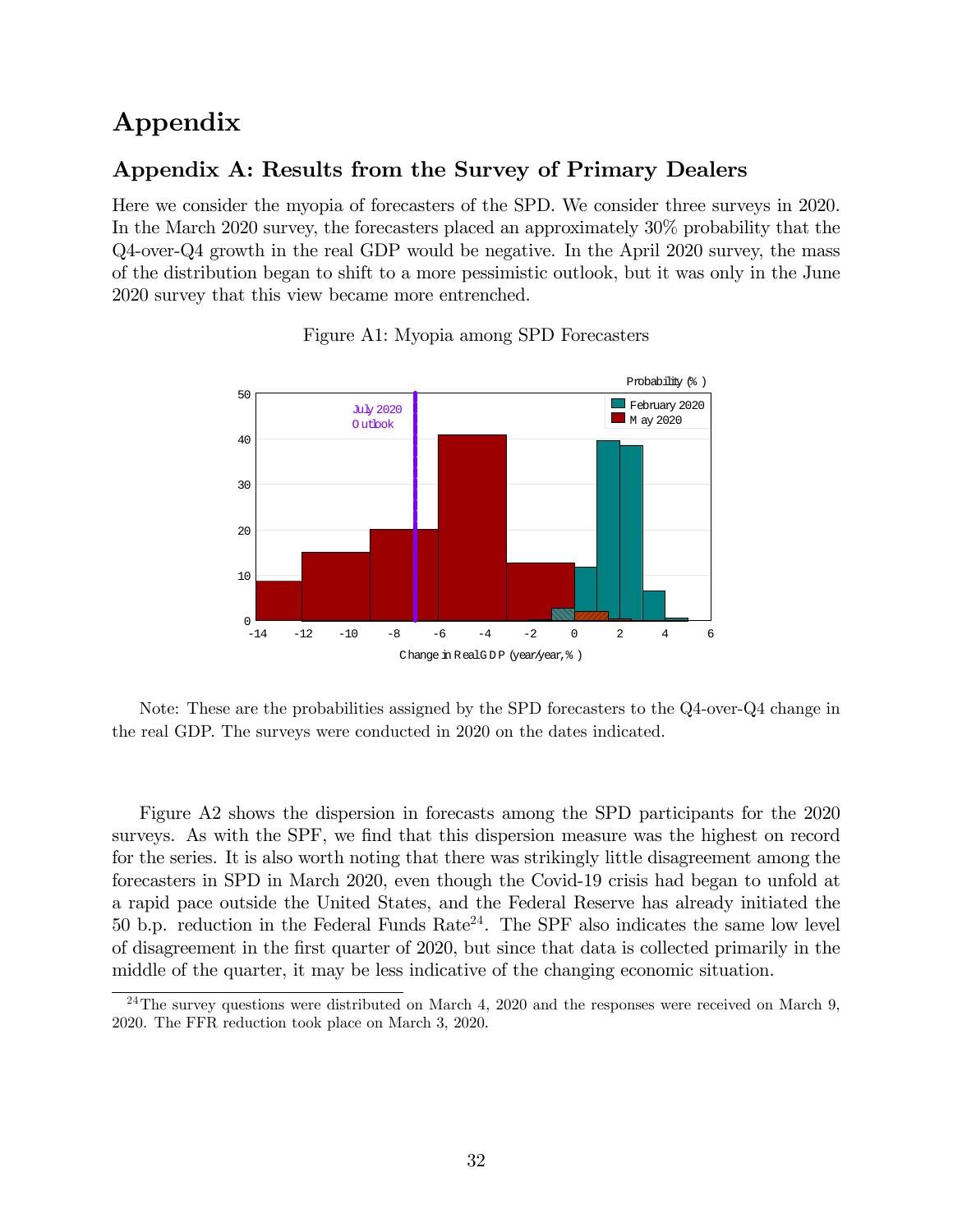# Appendix

## Appendix A: Results from the Survey of Primary Dealers

Here we consider the myopia of forecasters of the SPD. We consider three surveys in 2020. In the March 2020 survey, the forecasters placed an approximately 30% probability that the Q4-over-Q4 growth in the real GDP would be negative. In the April 2020 survey, the mass of the distribution began to shift to a more pessimistic outlook, but it was only in the June 2020 survey that this view became more entrenched.

Figure A1: Myopia among SPD Forecasters

Note: These are the probabilities assigned by the SPD forecasters to the Q4-over-Q4 change in the real GDP. The surveys were conducted in 2020 on the dates indicated.

Figure A2 shows the dispersion in forecasts among the SPD participants for the 2020 surveys. As with the SPF, we find that this dispersion measure was the highest on record for the series. It is also worth noting that there was strikingly little disagreement among the forecasters in SPD in March 2020, even though the Covid-19 crisis had began to unfold at a rapid pace outside the United States, and the Federal Reserve has already initiated the 50 b.p. reduction in the Federal Funds Rate[24]. The SPF also indicates the same low level of disagreement in the first quarter of 2020, but since that data is collected primarily in the middle of the quarter, it may be less indicative of the changing economic situation.

[24] The survey questions were distributed on March 4, 2020 and the responses were received on March 9, 2020. The FFR reduction took place on March 3, 2020.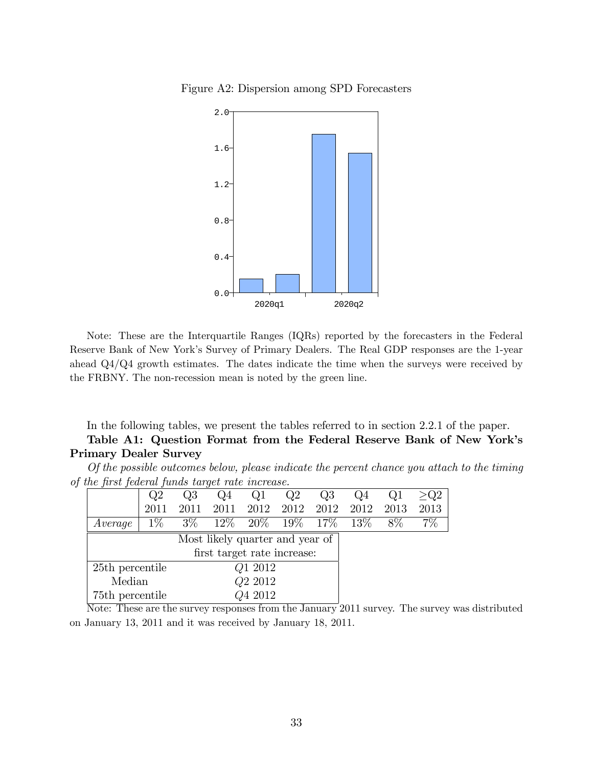Figure A2: Dispersion among SPD Forecasters

Note: These are the Interquartile Ranges (IQRs) reported by the forecasters in the Federal Reserve Bank of New York's Survey of Primary Dealers. The Real GDP responses are the 1-year ahead Q4/Q4 growth estimates. The dates indicate the time when the surveys were received by the FRBNY. The non-recession mean is noted by the green line.

In the following tables, we present the tables referred to in section 2.2.1 of the paper.

**Table A1: Question Format from the Federal Reserve Bank of New York's Primary Dealer Survey**

*Of the possible outcomes below, please indicate the percent chance you attach to the timing of the first federal funds target rate increase.*

| | Q2 2011 | Q3 2011 | Q4 2011 | Q1 2012 | Q2 2012 | Q3 2012 | Q4 2012 | Q1 2013 | ≥Q2 2013 |
|---|---|---|---|---|---|---|---|---|---|
| *Average* | 1% | 3% | 12% | 20% | 19% | 17% | 13% | 8% | 7% |

| | Most likely quarter and year of first target rate increase: |
|---|---|
| 25th percentile | *Q*1 2012 |
| Median | *Q*2 2012 |
| 75th percentile | *Q*4 2012 |

Note: These are the survey responses from the January 2011 survey. The survey was distributed on January 13, 2011 and it was received by January 18, 2011.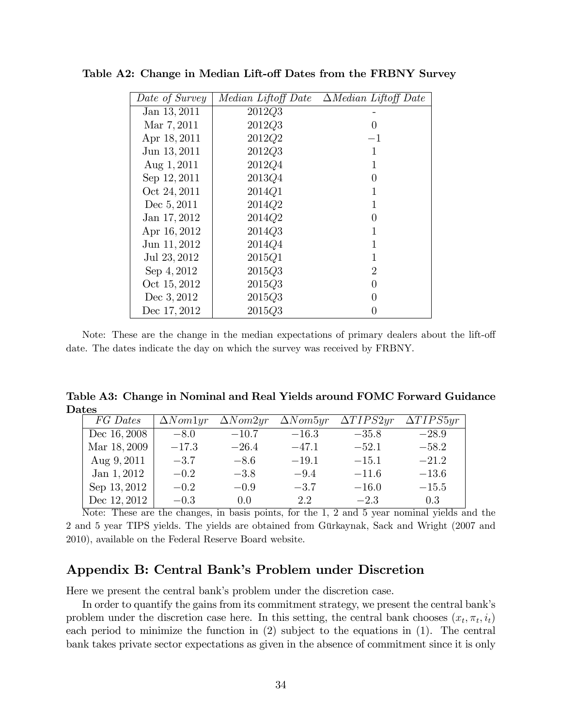**Table A2: Change in Median Lift-off Dates from the FRBNY Survey**

| *Date of Survey* | *Median Liftoff Date* | *ΔMedian Liftoff Date* |
|---|---|---|
| Jan 13, 2011 | 2012$Q$3 | - |
| Mar 7, 2011 | 2012$Q$3 | 0 |
| Apr 18, 2011 | 2012$Q$2 | $-1$ |
| Jun 13, 2011 | 2012$Q$3 | 1 |
| Aug 1, 2011 | 2012$Q$4 | 1 |
| Sep 12, 2011 | 2013$Q$4 | 0 |
| Oct 24, 2011 | 2014$Q$1 | 1 |
| Dec 5, 2011 | 2014$Q$2 | 1 |
| Jan 17, 2012 | 2014$Q$2 | 0 |
| Apr 16, 2012 | 2014$Q$3 | 1 |
| Jun 11, 2012 | 2014$Q$4 | 1 |
| Jul 23, 2012 | 2015$Q$1 | 1 |
| Sep 4, 2012 | 2015$Q$3 | 2 |
| Oct 15, 2012 | 2015$Q$3 | 0 |
| Dec 3, 2012 | 2015$Q$3 | 0 |
| Dec 17, 2012 | 2015$Q$3 | 0 |

Note: These are the change in the median expectations of primary dealers about the lift-off date. The dates indicate the day on which the survey was received by FRBNY.

**Table A3: Change in Nominal and Real Yields around FOMC Forward Guidance Dates**

| *FG Dates* | $\Delta Nom1yr$ | $\Delta Nom2yr$ | $\Delta Nom5yr$ | $\Delta TIPS2yr$ | $\Delta TIPS5yr$ |
|---|---|---|---|---|---|
| Dec 16, 2008 | $-8.0$ | $-10.7$ | $-16.3$ | $-35.8$ | $-28.9$ |
| Mar 18, 2009 | $-17.3$ | $-26.4$ | $-47.1$ | $-52.1$ | $-58.2$ |
| Aug 9, 2011 | $-3.7$ | $-8.6$ | $-19.1$ | $-15.1$ | $-21.2$ |
| Jan 1, 2012 | $-0.2$ | $-3.8$ | $-9.4$ | $-11.6$ | $-13.6$ |
| Sep 13, 2012 | $-0.2$ | $-0.9$ | $-3.7$ | $-16.0$ | $-15.5$ |
| Dec 12, 2012 | $-0.3$ | 0.0 | 2.2 | $-2.3$ | 0.3 |

Note: These are the changes, in basis points, for the 1, 2 and 5 year nominal yields and the 2 and 5 year TIPS yields. The yields are obtained from Gürkaynak, Sack and Wright (2007 and 2010), available on the Federal Reserve Board website.

## Appendix B: Central Bank's Problem under Discretion

Here we present the central bank's problem under the discretion case.

In order to quantify the gains from its commitment strategy, we present the central bank's problem under the discretion case here. In this setting, the central bank chooses $(x_t, \pi_t, i_t)$ each period to minimize the function in (2) subject to the equations in (1). The central bank takes private sector expectations as given in the absence of commitment since it is only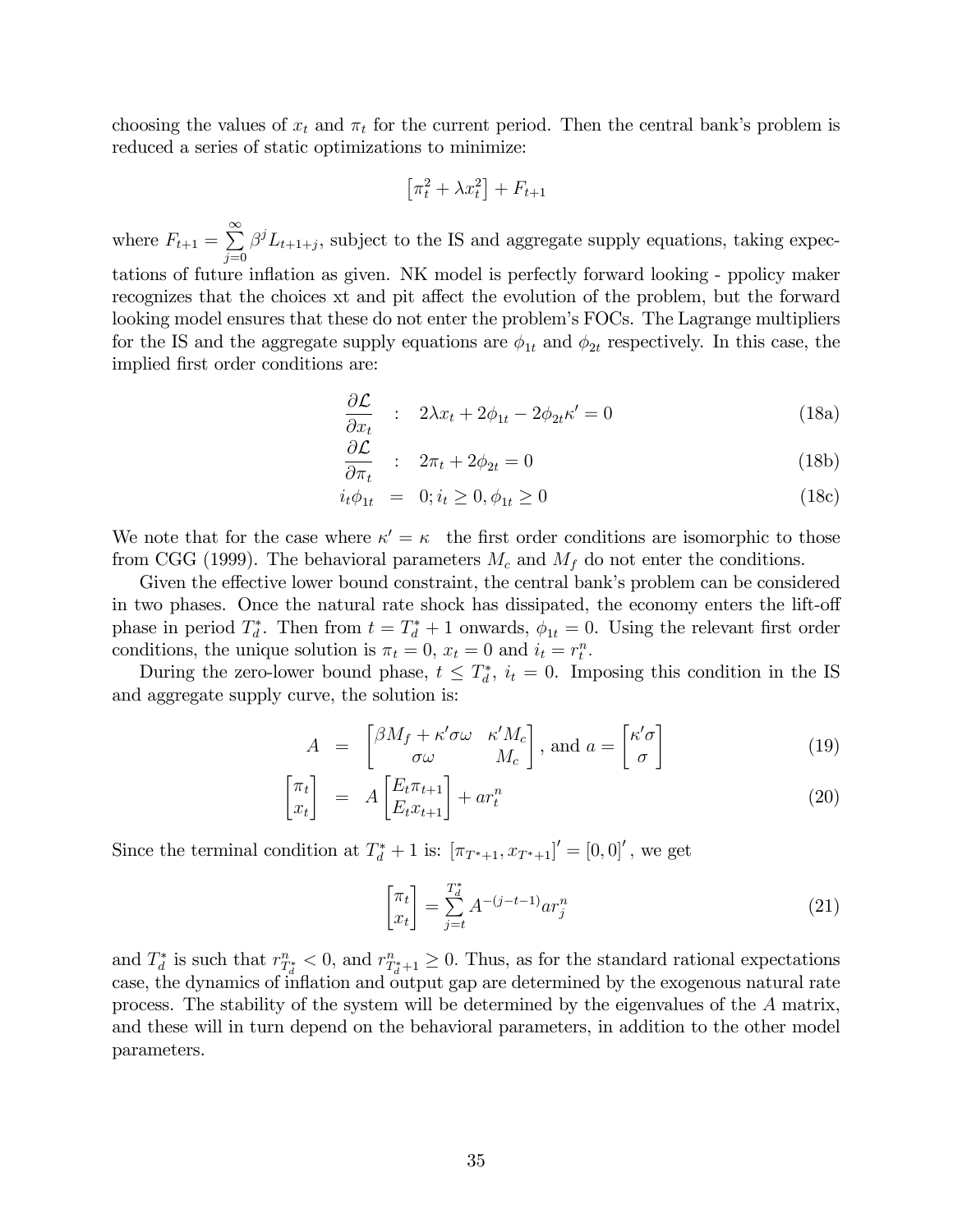choosing the values of $x_t$ and $\pi_t$ for the current period. Then the central bank's problem is reduced a series of static optimizations to minimize:

$$\left[\pi_t^2 + \lambda x_t^2\right] + F_{t+1}$$

where $F_{t+1} = \sum_{j=0}^{\infty} \beta^j L_{t+1+j}$, subject to the IS and aggregate supply equations, taking expectations of future inflation as given. NK model is perfectly forward looking - ppolicy maker recognizes that the choices xt and pit affect the evolution of the problem, but the forward looking model ensures that these do not enter the problem's FOCs. The Lagrange multipliers for the IS and the aggregate supply equations are $\phi_{1t}$ and $\phi_{2t}$ respectively. In this case, the implied first order conditions are:

$$\frac{\partial \mathcal{L}}{\partial x_t} \quad : \quad 2\lambda x_t + 2\phi_{1t} - 2\phi_{2t}\kappa' = 0 \tag{18a}$$

$$\frac{\partial \mathcal{L}}{\partial \pi_t} \quad : \quad 2\pi_t + 2\phi_{2t} = 0 \tag{18b}$$

$$i_t \phi_{1t} \;=\; 0; i_t \geq 0, \phi_{1t} \geq 0 \tag{18c}$$

We note that for the case where $\kappa' = \kappa$ the first order conditions are isomorphic to those from CGG (1999). The behavioral parameters $M_c$ and $M_f$ do not enter the conditions.

Given the effective lower bound constraint, the central bank's problem can be considered in two phases. Once the natural rate shock has dissipated, the economy enters the lift-off phase in period $T_d^*$. Then from $t = T_d^* + 1$ onwards, $\phi_{1t} = 0$. Using the relevant first order conditions, the unique solution is $\pi_t = 0$, $x_t = 0$ and $i_t = r_t^n$.

During the zero-lower bound phase, $t \leq T_d^*$, $i_t = 0$. Imposing this condition in the IS and aggregate supply curve, the solution is:

$$A \;=\; \begin{bmatrix} \beta M_f + \kappa' \sigma \omega & \kappa' M_c \\ \sigma \omega & M_c \end{bmatrix}, \text{ and } a = \begin{bmatrix} \kappa' \sigma \\ \sigma \end{bmatrix} \tag{19}$$

$$\begin{bmatrix} \pi_t \\ x_t \end{bmatrix} \;=\; A \begin{bmatrix} E_t \pi_{t+1} \\ E_t x_{t+1} \end{bmatrix} + a r_t^n \tag{20}$$

Since the terminal condition at $T_d^* + 1$ is: $\left[\pi_{T^*+1}, x_{T^*+1}\right]' = [0, 0]'$, we get

$$\begin{bmatrix} \pi_t \\ x_t \end{bmatrix} = \sum_{j=t}^{T_d^*} A^{-(j-t-1)} a r_j^n \tag{21}$$

and $T_d^*$ is such that $r_{T_d^*}^n < 0$, and $r_{T_d^*+1}^n \geq 0$. Thus, as for the standard rational expectations case, the dynamics of inflation and output gap are determined by the exogenous natural rate process. The stability of the system will be determined by the eigenvalues of the $A$ matrix, and these will in turn depend on the behavioral parameters, in addition to the other model parameters.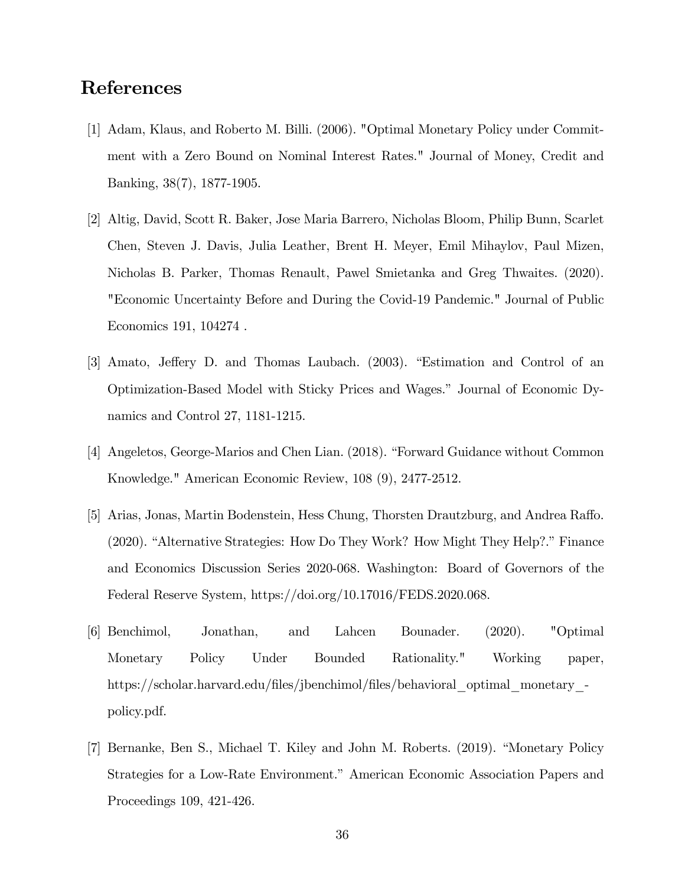# References

[1] Adam, Klaus, and Roberto M. Billi. (2006). "Optimal Monetary Policy under Commitment with a Zero Bound on Nominal Interest Rates." Journal of Money, Credit and Banking, 38(7), 1877-1905.

[2] Altig, David, Scott R. Baker, Jose Maria Barrero, Nicholas Bloom, Philip Bunn, Scarlet Chen, Steven J. Davis, Julia Leather, Brent H. Meyer, Emil Mihaylov, Paul Mizen, Nicholas B. Parker, Thomas Renault, Pawel Smietanka and Greg Thwaites. (2020). "Economic Uncertainty Before and During the Covid-19 Pandemic." Journal of Public Economics 191, 104274 .

[3] Amato, Jeffery D. and Thomas Laubach. (2003). "Estimation and Control of an Optimization-Based Model with Sticky Prices and Wages." Journal of Economic Dynamics and Control 27, 1181-1215.

[4] Angeletos, George-Marios and Chen Lian. (2018). "Forward Guidance without Common Knowledge." American Economic Review, 108 (9), 2477-2512.

[5] Arias, Jonas, Martin Bodenstein, Hess Chung, Thorsten Drautzburg, and Andrea Raffo. (2020). "Alternative Strategies: How Do They Work? How Might They Help?." Finance and Economics Discussion Series 2020-068. Washington: Board of Governors of the Federal Reserve System, https://doi.org/10.17016/FEDS.2020.068.

[6] Benchimol, Jonathan, and Lahcen Bounader. (2020). "Optimal Monetary Policy Under Bounded Rationality." Working paper, https://scholar.harvard.edu/files/jbenchimol/files/behavioral_optimal_monetary_-policy.pdf.

[7] Bernanke, Ben S., Michael T. Kiley and John M. Roberts. (2019). "Monetary Policy Strategies for a Low-Rate Environment." American Economic Association Papers and Proceedings 109, 421-426.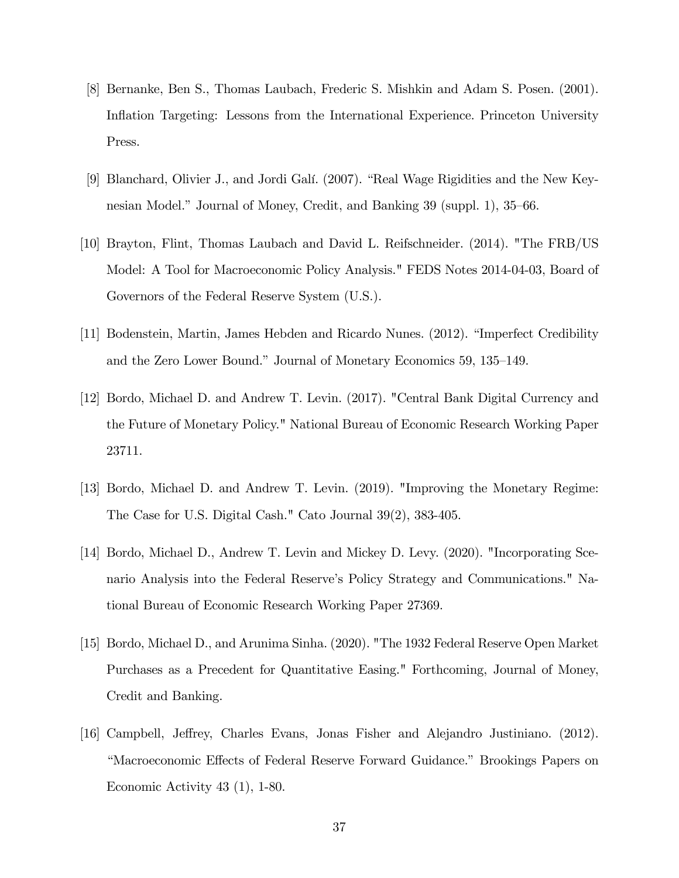[8] Bernanke, Ben S., Thomas Laubach, Frederic S. Mishkin and Adam S. Posen. (2001). Inflation Targeting: Lessons from the International Experience. Princeton University Press.

[9] Blanchard, Olivier J., and Jordi Galí. (2007). "Real Wage Rigidities and the New Keynesian Model." Journal of Money, Credit, and Banking 39 (suppl. 1), 35–66.

[10] Brayton, Flint, Thomas Laubach and David L. Reifschneider. (2014). "The FRB/US Model: A Tool for Macroeconomic Policy Analysis." FEDS Notes 2014-04-03, Board of Governors of the Federal Reserve System (U.S.).

[11] Bodenstein, Martin, James Hebden and Ricardo Nunes. (2012). "Imperfect Credibility and the Zero Lower Bound." Journal of Monetary Economics 59, 135–149.

[12] Bordo, Michael D. and Andrew T. Levin. (2017). "Central Bank Digital Currency and the Future of Monetary Policy." National Bureau of Economic Research Working Paper 23711.

[13] Bordo, Michael D. and Andrew T. Levin. (2019). "Improving the Monetary Regime: The Case for U.S. Digital Cash." Cato Journal 39(2), 383-405.

[14] Bordo, Michael D., Andrew T. Levin and Mickey D. Levy. (2020). "Incorporating Scenario Analysis into the Federal Reserve's Policy Strategy and Communications." National Bureau of Economic Research Working Paper 27369.

[15] Bordo, Michael D., and Arunima Sinha. (2020). "The 1932 Federal Reserve Open Market Purchases as a Precedent for Quantitative Easing." Forthcoming, Journal of Money, Credit and Banking.

[16] Campbell, Jeffrey, Charles Evans, Jonas Fisher and Alejandro Justiniano. (2012). "Macroeconomic Effects of Federal Reserve Forward Guidance." Brookings Papers on Economic Activity 43 (1), 1-80.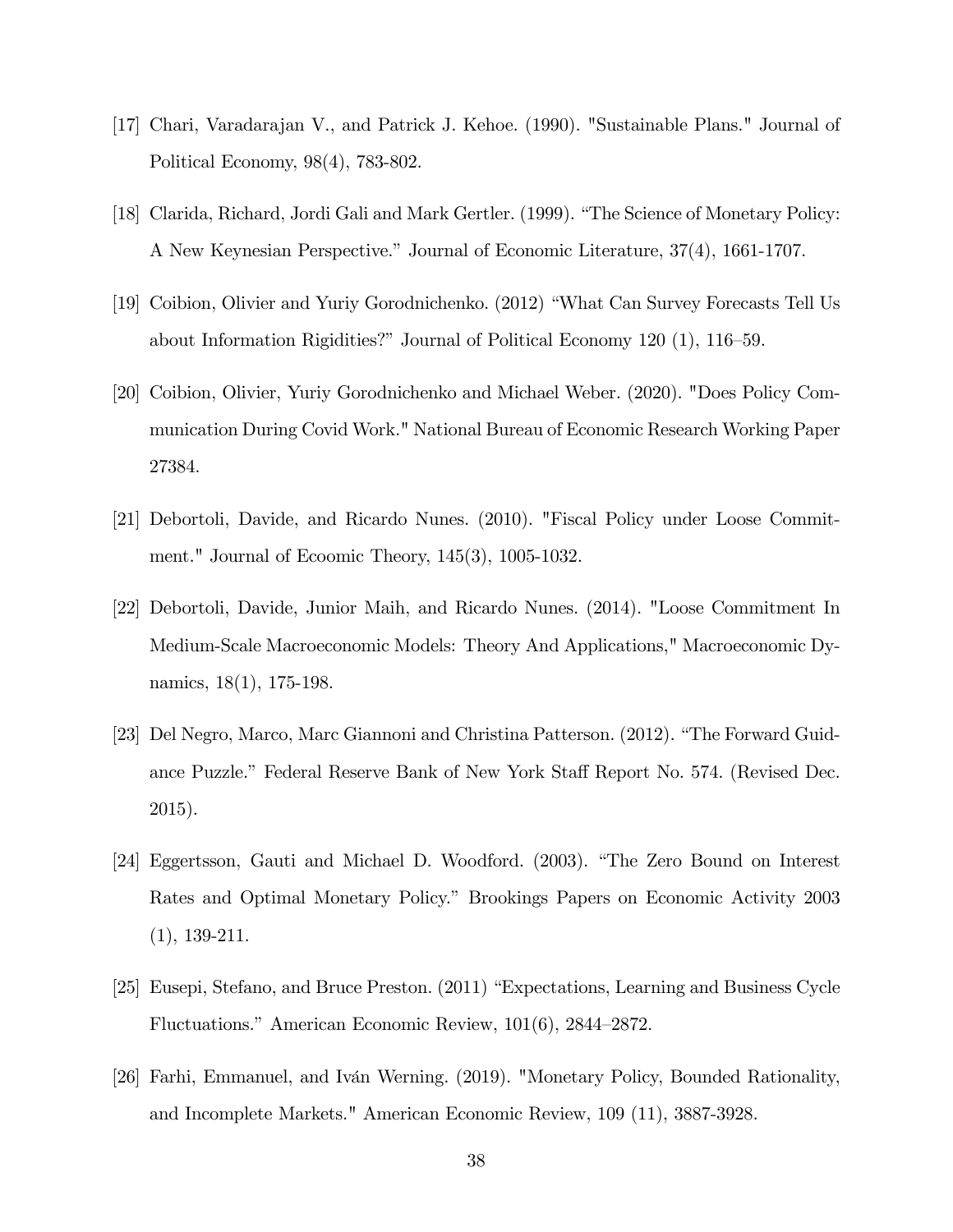[17] Chari, Varadarajan V., and Patrick J. Kehoe. (1990). "Sustainable Plans." Journal of Political Economy, 98(4), 783-802.

[18] Clarida, Richard, Jordi Gali and Mark Gertler. (1999). "The Science of Monetary Policy: A New Keynesian Perspective." Journal of Economic Literature, 37(4), 1661-1707.

[19] Coibion, Olivier and Yuriy Gorodnichenko. (2012) "What Can Survey Forecasts Tell Us about Information Rigidities?" Journal of Political Economy 120 (1), 116–59.

[20] Coibion, Olivier, Yuriy Gorodnichenko and Michael Weber. (2020). "Does Policy Communication During Covid Work." National Bureau of Economic Research Working Paper 27384.

[21] Debortoli, Davide, and Ricardo Nunes. (2010). "Fiscal Policy under Loose Commitment." Journal of Ecoomic Theory, 145(3), 1005-1032.

[22] Debortoli, Davide, Junior Maih, and Ricardo Nunes. (2014). "Loose Commitment In Medium-Scale Macroeconomic Models: Theory And Applications," Macroeconomic Dynamics, 18(1), 175-198.

[23] Del Negro, Marco, Marc Giannoni and Christina Patterson. (2012). "The Forward Guidance Puzzle." Federal Reserve Bank of New York Staff Report No. 574. (Revised Dec. 2015).

[24] Eggertsson, Gauti and Michael D. Woodford. (2003). "The Zero Bound on Interest Rates and Optimal Monetary Policy." Brookings Papers on Economic Activity 2003 (1), 139-211.

[25] Eusepi, Stefano, and Bruce Preston. (2011) "Expectations, Learning and Business Cycle Fluctuations." American Economic Review, 101(6), 2844–2872.

[26] Farhi, Emmanuel, and Iván Werning. (2019). "Monetary Policy, Bounded Rationality, and Incomplete Markets." American Economic Review, 109 (11), 3887-3928.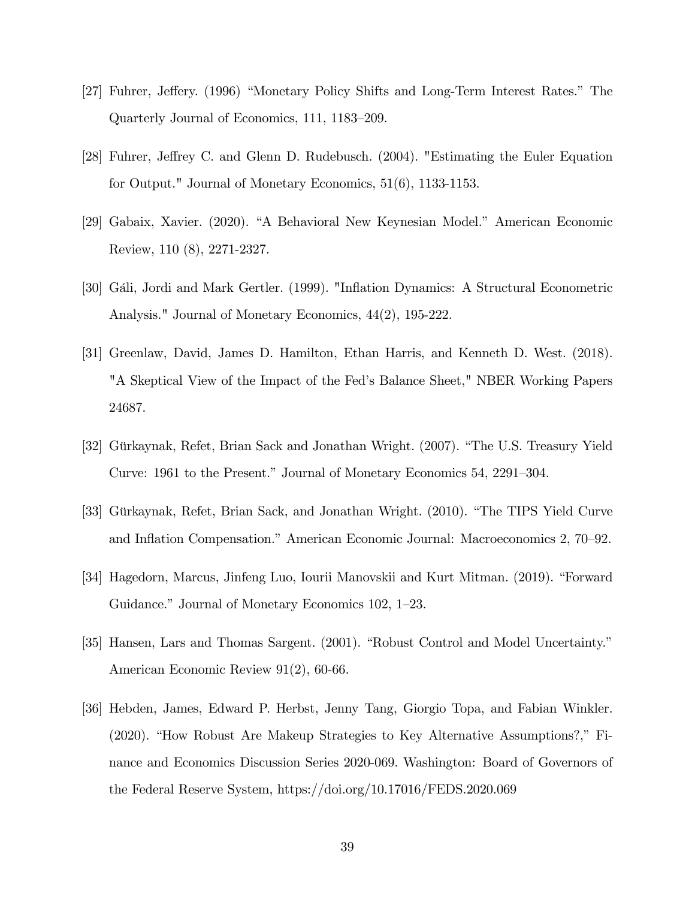[27] Fuhrer, Jeffery. (1996) "Monetary Policy Shifts and Long-Term Interest Rates." The Quarterly Journal of Economics, 111, 1183–209.

[28] Fuhrer, Jeffrey C. and Glenn D. Rudebusch. (2004). "Estimating the Euler Equation for Output." Journal of Monetary Economics, 51(6), 1133-1153.

[29] Gabaix, Xavier. (2020). "A Behavioral New Keynesian Model." American Economic Review, 110 (8), 2271-2327.

[30] Gáli, Jordi and Mark Gertler. (1999). "Inflation Dynamics: A Structural Econometric Analysis." Journal of Monetary Economics, 44(2), 195-222.

[31] Greenlaw, David, James D. Hamilton, Ethan Harris, and Kenneth D. West. (2018). "A Skeptical View of the Impact of the Fed's Balance Sheet," NBER Working Papers 24687.

[32] Gürkaynak, Refet, Brian Sack and Jonathan Wright. (2007). "The U.S. Treasury Yield Curve: 1961 to the Present." Journal of Monetary Economics 54, 2291–304.

[33] Gürkaynak, Refet, Brian Sack, and Jonathan Wright. (2010). "The TIPS Yield Curve and Inflation Compensation." American Economic Journal: Macroeconomics 2, 70–92.

[34] Hagedorn, Marcus, Jinfeng Luo, Iourii Manovskii and Kurt Mitman. (2019). "Forward Guidance." Journal of Monetary Economics 102, 1–23.

[35] Hansen, Lars and Thomas Sargent. (2001). "Robust Control and Model Uncertainty." American Economic Review 91(2), 60-66.

[36] Hebden, James, Edward P. Herbst, Jenny Tang, Giorgio Topa, and Fabian Winkler. (2020). "How Robust Are Makeup Strategies to Key Alternative Assumptions?," Finance and Economics Discussion Series 2020-069. Washington: Board of Governors of the Federal Reserve System, https://doi.org/10.17016/FEDS.2020.069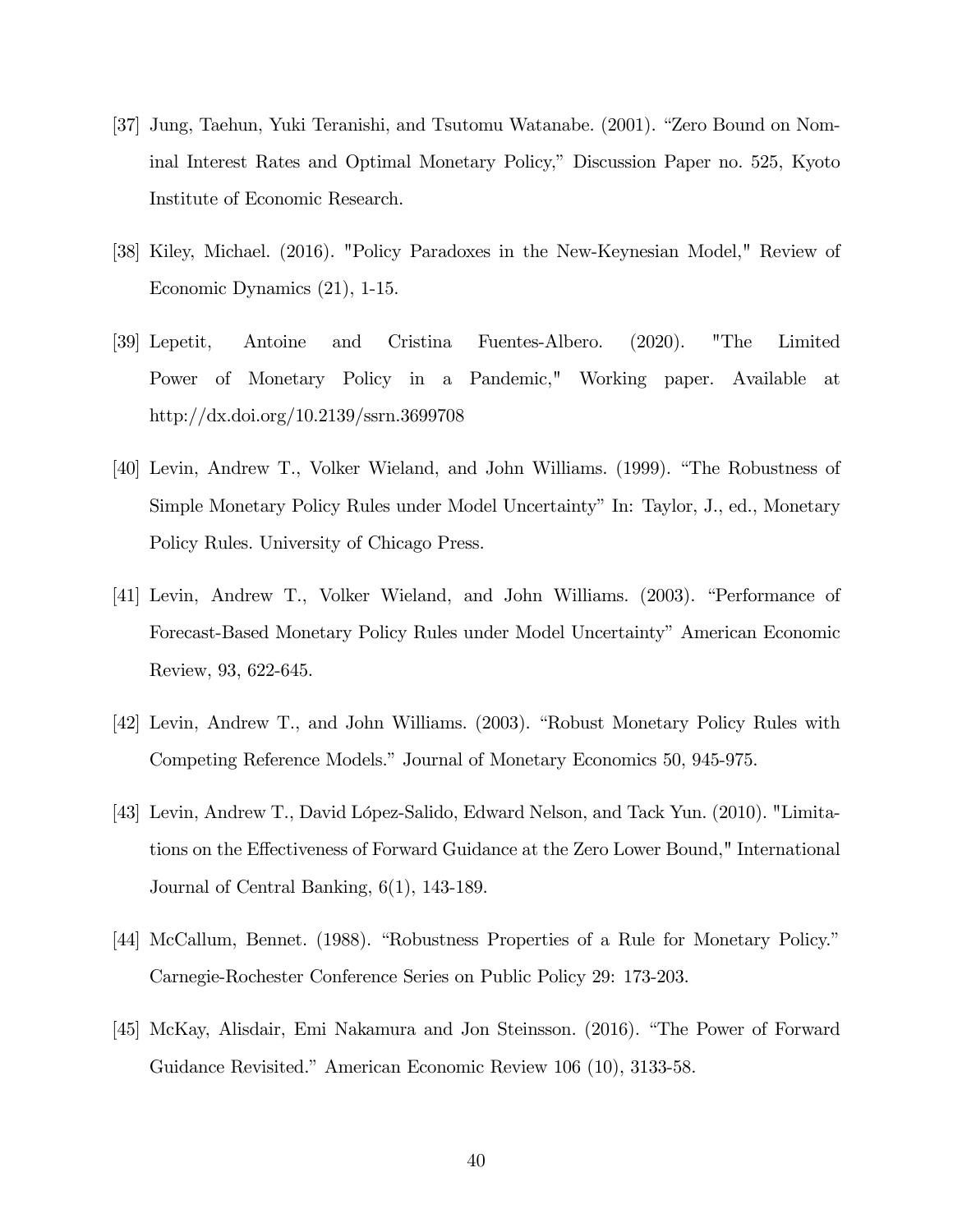[37] Jung, Taehun, Yuki Teranishi, and Tsutomu Watanabe. (2001). "Zero Bound on Nominal Interest Rates and Optimal Monetary Policy," Discussion Paper no. 525, Kyoto Institute of Economic Research.

[38] Kiley, Michael. (2016). "Policy Paradoxes in the New-Keynesian Model," Review of Economic Dynamics (21), 1-15.

[39] Lepetit, Antoine and Cristina Fuentes-Albero. (2020). "The Limited Power of Monetary Policy in a Pandemic," Working paper. Available at http://dx.doi.org/10.2139/ssrn.3699708

[40] Levin, Andrew T., Volker Wieland, and John Williams. (1999). "The Robustness of Simple Monetary Policy Rules under Model Uncertainty" In: Taylor, J., ed., Monetary Policy Rules. University of Chicago Press.

[41] Levin, Andrew T., Volker Wieland, and John Williams. (2003). "Performance of Forecast-Based Monetary Policy Rules under Model Uncertainty" American Economic Review, 93, 622-645.

[42] Levin, Andrew T., and John Williams. (2003). "Robust Monetary Policy Rules with Competing Reference Models." Journal of Monetary Economics 50, 945-975.

[43] Levin, Andrew T., David López-Salido, Edward Nelson, and Tack Yun. (2010). "Limitations on the Effectiveness of Forward Guidance at the Zero Lower Bound," International Journal of Central Banking, 6(1), 143-189.

[44] McCallum, Bennet. (1988). "Robustness Properties of a Rule for Monetary Policy." Carnegie-Rochester Conference Series on Public Policy 29: 173-203.

[45] McKay, Alisdair, Emi Nakamura and Jon Steinsson. (2016). "The Power of Forward Guidance Revisited." American Economic Review 106 (10), 3133-58.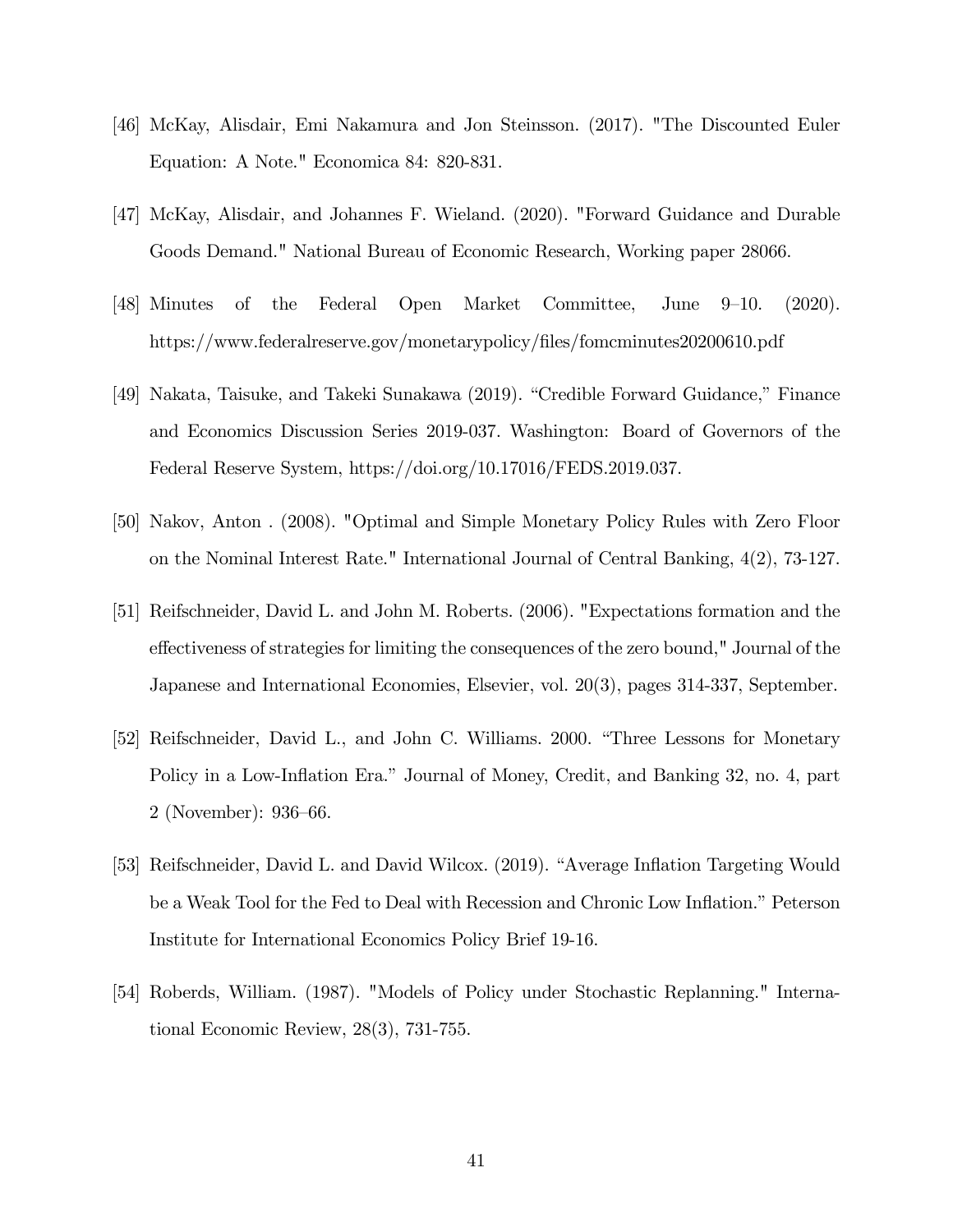[46] McKay, Alisdair, Emi Nakamura and Jon Steinsson. (2017). "The Discounted Euler Equation: A Note." Economica 84: 820-831.

[47] McKay, Alisdair, and Johannes F. Wieland. (2020). "Forward Guidance and Durable Goods Demand." National Bureau of Economic Research, Working paper 28066.

[48] Minutes of the Federal Open Market Committee, June 9–10. (2020). https://www.federalreserve.gov/monetarypolicy/files/fomcminutes20200610.pdf

[49] Nakata, Taisuke, and Takeki Sunakawa (2019). "Credible Forward Guidance," Finance and Economics Discussion Series 2019-037. Washington: Board of Governors of the Federal Reserve System, https://doi.org/10.17016/FEDS.2019.037.

[50] Nakov, Anton . (2008). "Optimal and Simple Monetary Policy Rules with Zero Floor on the Nominal Interest Rate." International Journal of Central Banking, 4(2), 73-127.

[51] Reifschneider, David L. and John M. Roberts. (2006). "Expectations formation and the effectiveness of strategies for limiting the consequences of the zero bound," Journal of the Japanese and International Economies, Elsevier, vol. 20(3), pages 314-337, September.

[52] Reifschneider, David L., and John C. Williams. 2000. "Three Lessons for Monetary Policy in a Low-Inflation Era." Journal of Money, Credit, and Banking 32, no. 4, part 2 (November): 936–66.

[53] Reifschneider, David L. and David Wilcox. (2019). "Average Inflation Targeting Would be a Weak Tool for the Fed to Deal with Recession and Chronic Low Inflation." Peterson Institute for International Economics Policy Brief 19-16.

[54] Roberds, William. (1987). "Models of Policy under Stochastic Replanning." International Economic Review, 28(3), 731-755.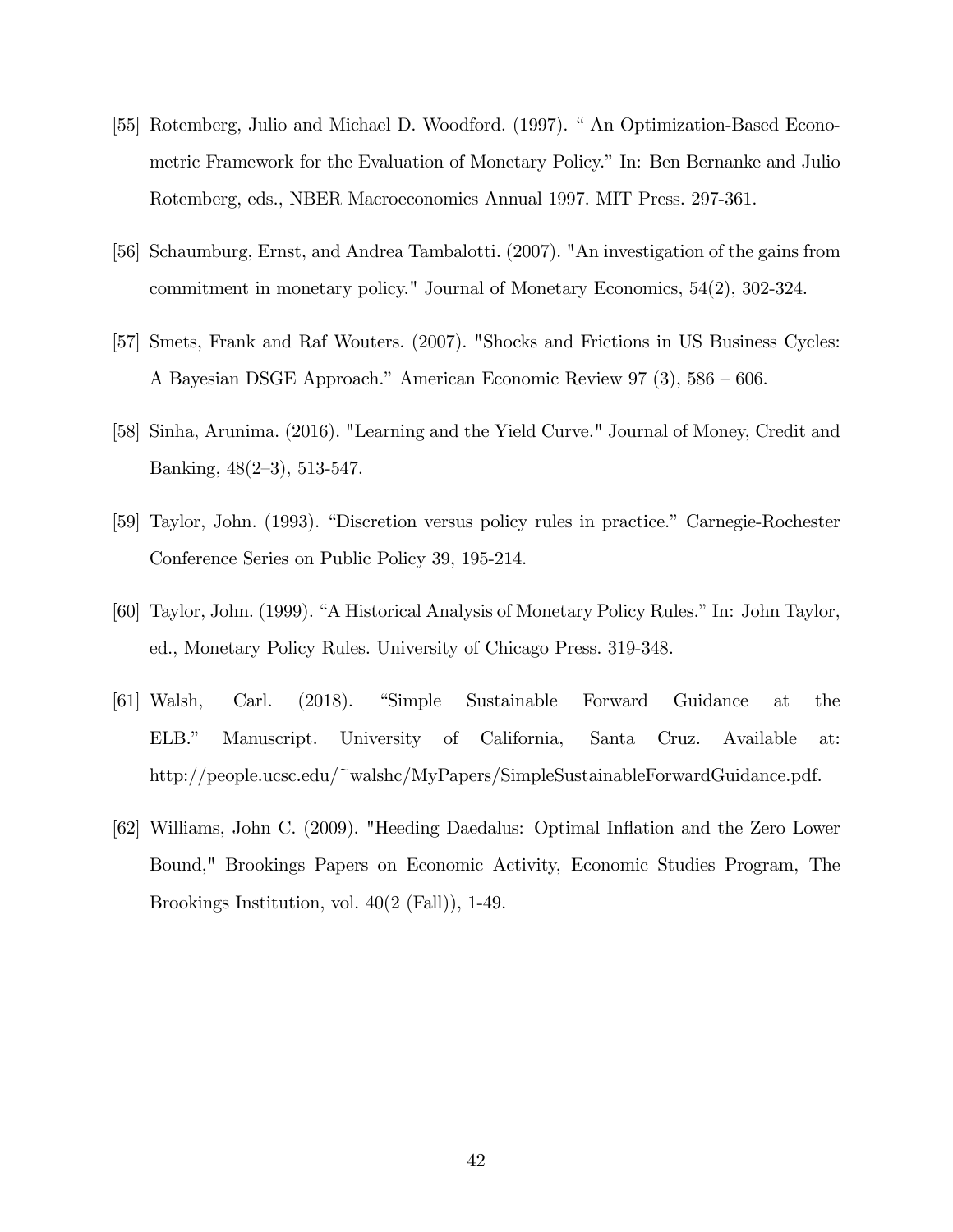[55] Rotemberg, Julio and Michael D. Woodford. (1997). " An Optimization-Based Econometric Framework for the Evaluation of Monetary Policy." In: Ben Bernanke and Julio Rotemberg, eds., NBER Macroeconomics Annual 1997. MIT Press. 297-361.

[56] Schaumburg, Ernst, and Andrea Tambalotti. (2007). "An investigation of the gains from commitment in monetary policy." Journal of Monetary Economics, 54(2), 302-324.

[57] Smets, Frank and Raf Wouters. (2007). "Shocks and Frictions in US Business Cycles: A Bayesian DSGE Approach." American Economic Review 97 (3), 586 – 606.

[58] Sinha, Arunima. (2016). "Learning and the Yield Curve." Journal of Money, Credit and Banking, 48(2–3), 513-547.

[59] Taylor, John. (1993). "Discretion versus policy rules in practice." Carnegie-Rochester Conference Series on Public Policy 39, 195-214.

[60] Taylor, John. (1999). "A Historical Analysis of Monetary Policy Rules." In: John Taylor, ed., Monetary Policy Rules. University of Chicago Press. 319-348.

[61] Walsh, Carl. (2018). "Simple Sustainable Forward Guidance at the ELB." Manuscript. University of California, Santa Cruz. Available at: http://people.ucsc.edu/~walshc/MyPapers/SimpleSustainableForwardGuidance.pdf.

[62] Williams, John C. (2009). "Heeding Daedalus: Optimal Inflation and the Zero Lower Bound," Brookings Papers on Economic Activity, Economic Studies Program, The Brookings Institution, vol. 40(2 (Fall)), 1-49.